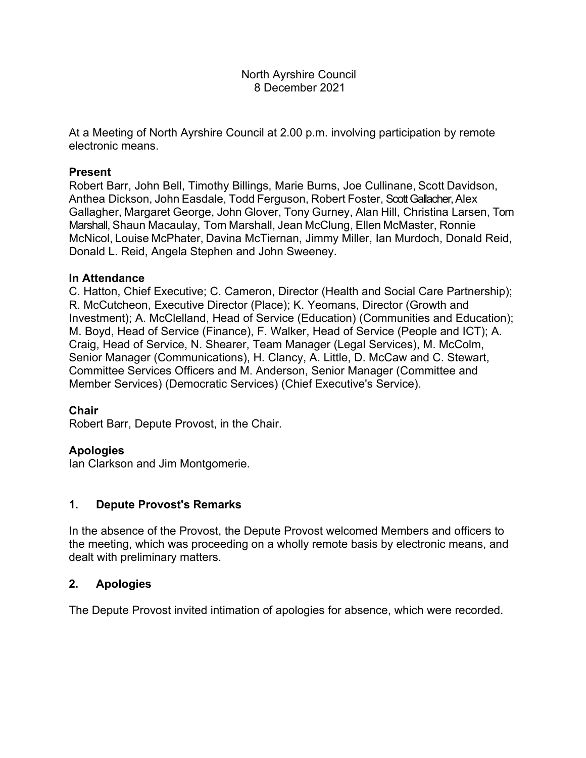North Ayrshire Council
8 December 2021

At a Meeting of North Ayrshire Council at 2.00 p.m. involving participation by remote electronic means.

**Present**
Robert Barr, John Bell, Timothy Billings, Marie Burns, Joe Cullinane, Scott Davidson, Anthea Dickson, John Easdale, Todd Ferguson, Robert Foster, Scott Gallacher, Alex Gallagher, Margaret George, John Glover, Tony Gurney, Alan Hill, Christina Larsen, Tom Marshall, Shaun Macaulay, Tom Marshall, Jean McClung, Ellen McMaster, Ronnie McNicol, Louise McPhater, Davina McTiernan, Jimmy Miller, Ian Murdoch, Donald Reid, Donald L. Reid, Angela Stephen and John Sweeney.

**In Attendance**
C. Hatton, Chief Executive; C. Cameron, Director (Health and Social Care Partnership); R. McCutcheon, Executive Director (Place); K. Yeomans, Director (Growth and Investment); A. McClelland, Head of Service (Education) (Communities and Education); M. Boyd, Head of Service (Finance), F. Walker, Head of Service (People and ICT); A. Craig, Head of Service, N. Shearer, Team Manager (Legal Services), M. McColm, Senior Manager (Communications), H. Clancy, A. Little, D. McCaw and C. Stewart, Committee Services Officers and M. Anderson, Senior Manager (Committee and Member Services) (Democratic Services) (Chief Executive's Service).

**Chair**
Robert Barr, Depute Provost, in the Chair.

**Apologies**
Ian Clarkson and Jim Montgomerie.

## 1. Depute Provost's Remarks

In the absence of the Provost, the Depute Provost welcomed Members and officers to the meeting, which was proceeding on a wholly remote basis by electronic means, and dealt with preliminary matters.

## 2. Apologies

The Depute Provost invited intimation of apologies for absence, which were recorded.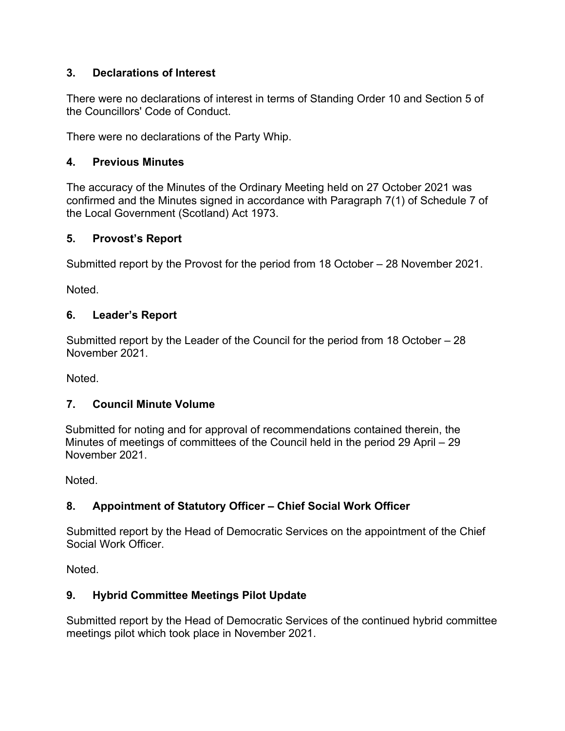## 3. Declarations of Interest

There were no declarations of interest in terms of Standing Order 10 and Section 5 of the Councillors' Code of Conduct.

There were no declarations of the Party Whip.

## 4. Previous Minutes

The accuracy of the Minutes of the Ordinary Meeting held on 27 October 2021 was confirmed and the Minutes signed in accordance with Paragraph 7(1) of Schedule 7 of the Local Government (Scotland) Act 1973.

## 5. Provost's Report

Submitted report by the Provost for the period from 18 October – 28 November 2021.

Noted.

## 6. Leader's Report

Submitted report by the Leader of the Council for the period from 18 October – 28 November 2021.

Noted.

## 7. Council Minute Volume

Submitted for noting and for approval of recommendations contained therein, the Minutes of meetings of committees of the Council held in the period 29 April – 29 November 2021.

Noted.

## 8. Appointment of Statutory Officer – Chief Social Work Officer

Submitted report by the Head of Democratic Services on the appointment of the Chief Social Work Officer.

Noted.

## 9. Hybrid Committee Meetings Pilot Update

Submitted report by the Head of Democratic Services of the continued hybrid committee meetings pilot which took place in November 2021.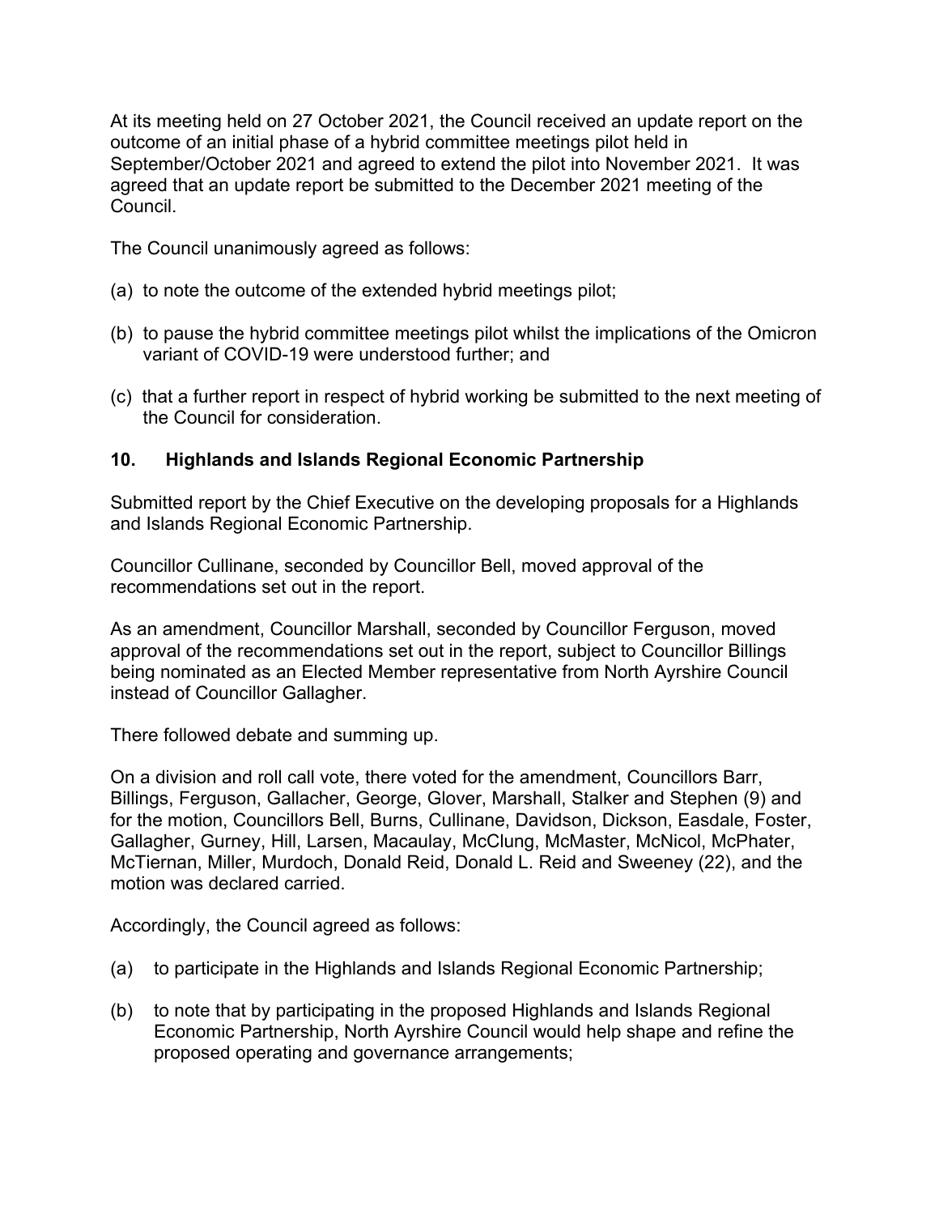At its meeting held on 27 October 2021, the Council received an update report on the outcome of an initial phase of a hybrid committee meetings pilot held in September/October 2021 and agreed to extend the pilot into November 2021. It was agreed that an update report be submitted to the December 2021 meeting of the Council.

The Council unanimously agreed as follows:

(a) to note the outcome of the extended hybrid meetings pilot;

(b) to pause the hybrid committee meetings pilot whilst the implications of the Omicron variant of COVID-19 were understood further; and

(c) that a further report in respect of hybrid working be submitted to the next meeting of the Council for consideration.

## 10. Highlands and Islands Regional Economic Partnership

Submitted report by the Chief Executive on the developing proposals for a Highlands and Islands Regional Economic Partnership.

Councillor Cullinane, seconded by Councillor Bell, moved approval of the recommendations set out in the report.

As an amendment, Councillor Marshall, seconded by Councillor Ferguson, moved approval of the recommendations set out in the report, subject to Councillor Billings being nominated as an Elected Member representative from North Ayrshire Council instead of Councillor Gallagher.

There followed debate and summing up.

On a division and roll call vote, there voted for the amendment, Councillors Barr, Billings, Ferguson, Gallacher, George, Glover, Marshall, Stalker and Stephen (9) and for the motion, Councillors Bell, Burns, Cullinane, Davidson, Dickson, Easdale, Foster, Gallagher, Gurney, Hill, Larsen, Macaulay, McClung, McMaster, McNicol, McPhater, McTiernan, Miller, Murdoch, Donald Reid, Donald L. Reid and Sweeney (22), and the motion was declared carried.

Accordingly, the Council agreed as follows:

(a) to participate in the Highlands and Islands Regional Economic Partnership;

(b) to note that by participating in the proposed Highlands and Islands Regional Economic Partnership, North Ayrshire Council would help shape and refine the proposed operating and governance arrangements;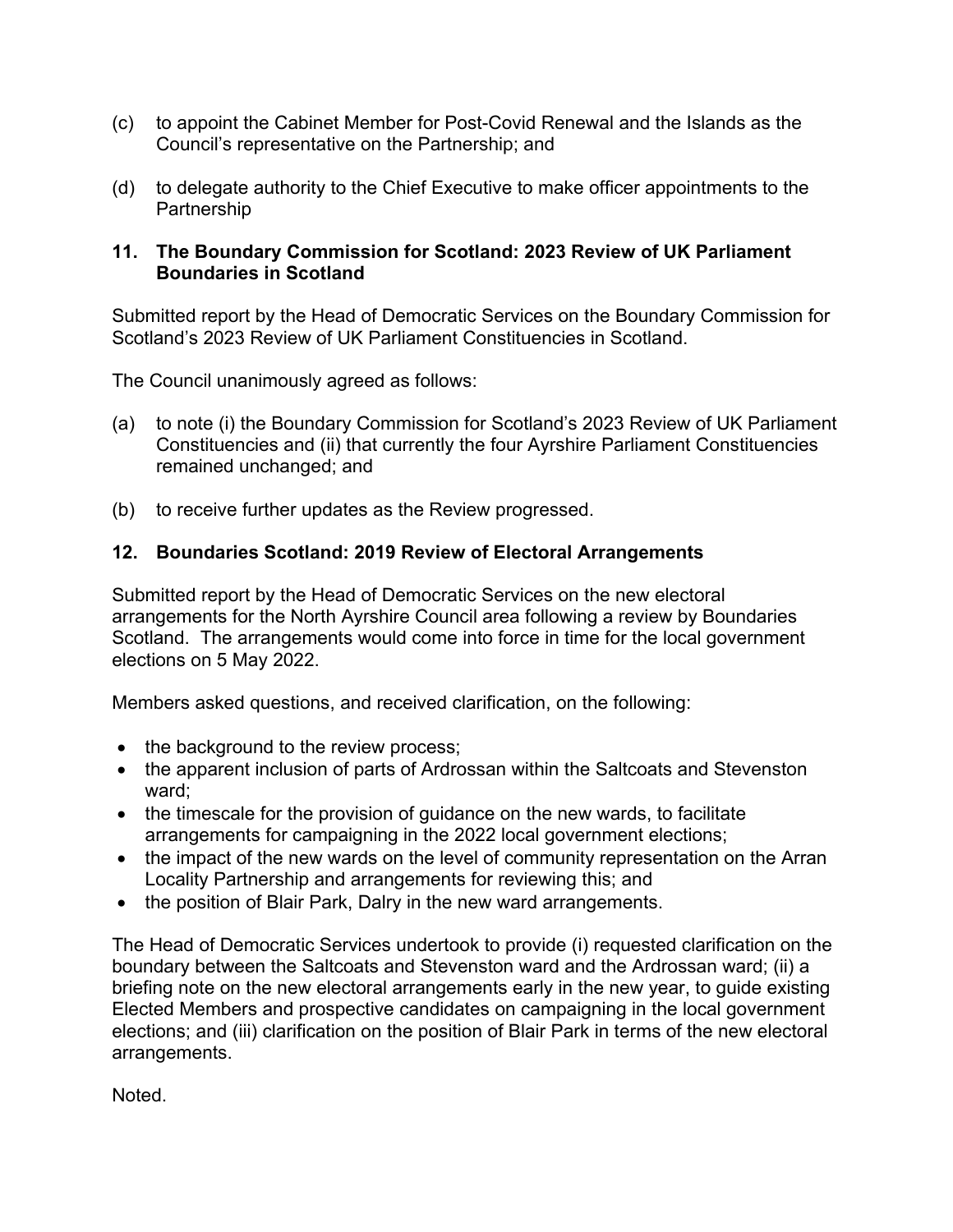(c) to appoint the Cabinet Member for Post-Covid Renewal and the Islands as the Council's representative on the Partnership; and

(d) to delegate authority to the Chief Executive to make officer appointments to the Partnership

**11. The Boundary Commission for Scotland: 2023 Review of UK Parliament Boundaries in Scotland**

Submitted report by the Head of Democratic Services on the Boundary Commission for Scotland's 2023 Review of UK Parliament Constituencies in Scotland.

The Council unanimously agreed as follows:

(a) to note (i) the Boundary Commission for Scotland's 2023 Review of UK Parliament Constituencies and (ii) that currently the four Ayrshire Parliament Constituencies remained unchanged; and

(b) to receive further updates as the Review progressed.

**12. Boundaries Scotland: 2019 Review of Electoral Arrangements**

Submitted report by the Head of Democratic Services on the new electoral arrangements for the North Ayrshire Council area following a review by Boundaries Scotland. The arrangements would come into force in time for the local government elections on 5 May 2022.

Members asked questions, and received clarification, on the following:

- the background to the review process;
- the apparent inclusion of parts of Ardrossan within the Saltcoats and Stevenston ward;
- the timescale for the provision of guidance on the new wards, to facilitate arrangements for campaigning in the 2022 local government elections;
- the impact of the new wards on the level of community representation on the Arran Locality Partnership and arrangements for reviewing this; and
- the position of Blair Park, Dalry in the new ward arrangements.

The Head of Democratic Services undertook to provide (i) requested clarification on the boundary between the Saltcoats and Stevenston ward and the Ardrossan ward; (ii) a briefing note on the new electoral arrangements early in the new year, to guide existing Elected Members and prospective candidates on campaigning in the local government elections; and (iii) clarification on the position of Blair Park in terms of the new electoral arrangements.

Noted.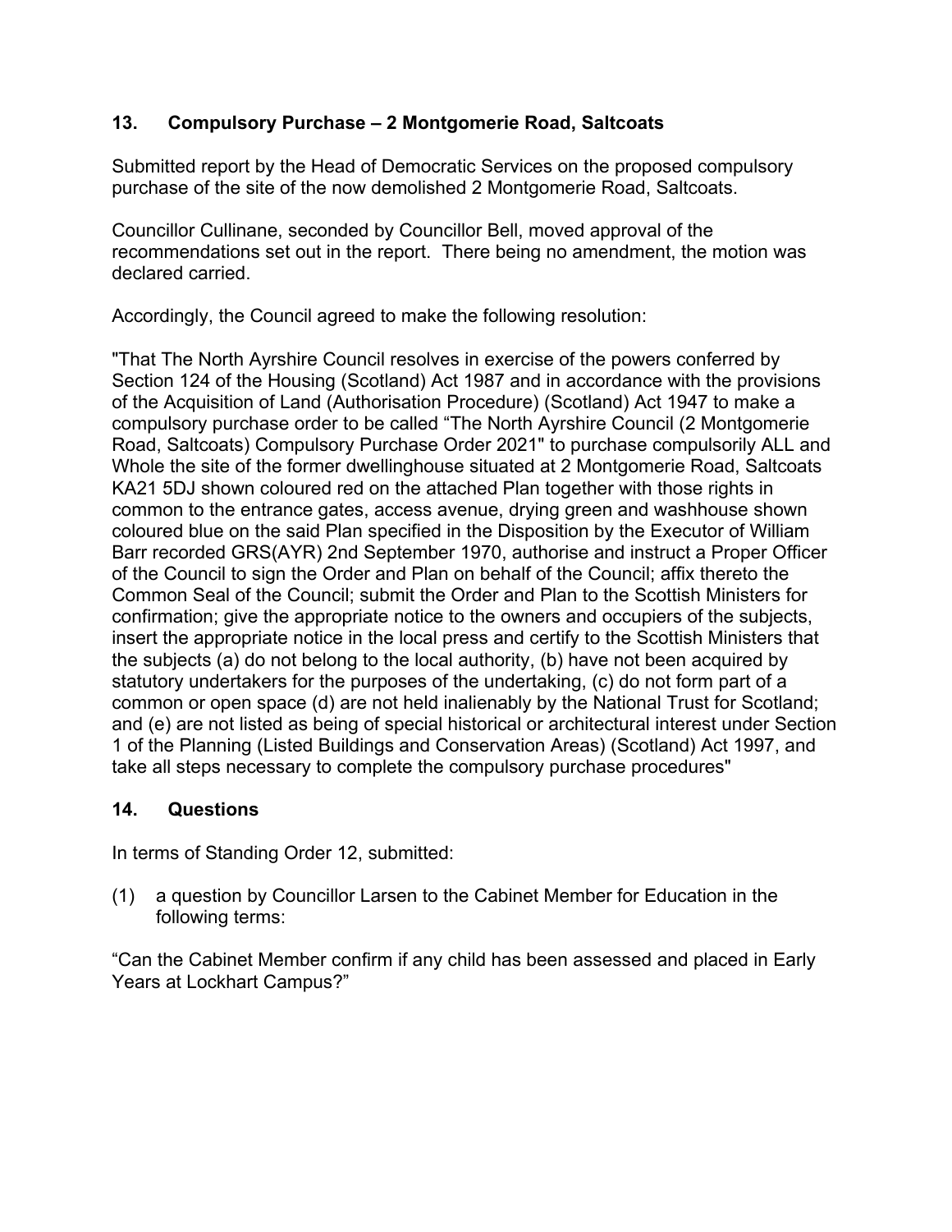## 13. Compulsory Purchase – 2 Montgomerie Road, Saltcoats

Submitted report by the Head of Democratic Services on the proposed compulsory purchase of the site of the now demolished 2 Montgomerie Road, Saltcoats.

Councillor Cullinane, seconded by Councillor Bell, moved approval of the recommendations set out in the report. There being no amendment, the motion was declared carried.

Accordingly, the Council agreed to make the following resolution:

"That The North Ayrshire Council resolves in exercise of the powers conferred by Section 124 of the Housing (Scotland) Act 1987 and in accordance with the provisions of the Acquisition of Land (Authorisation Procedure) (Scotland) Act 1947 to make a compulsory purchase order to be called "The North Ayrshire Council (2 Montgomerie Road, Saltcoats) Compulsory Purchase Order 2021" to purchase compulsorily ALL and Whole the site of the former dwellinghouse situated at 2 Montgomerie Road, Saltcoats KA21 5DJ shown coloured red on the attached Plan together with those rights in common to the entrance gates, access avenue, drying green and washhouse shown coloured blue on the said Plan specified in the Disposition by the Executor of William Barr recorded GRS(AYR) 2nd September 1970, authorise and instruct a Proper Officer of the Council to sign the Order and Plan on behalf of the Council; affix thereto the Common Seal of the Council; submit the Order and Plan to the Scottish Ministers for confirmation; give the appropriate notice to the owners and occupiers of the subjects, insert the appropriate notice in the local press and certify to the Scottish Ministers that the subjects (a) do not belong to the local authority, (b) have not been acquired by statutory undertakers for the purposes of the undertaking, (c) do not form part of a common or open space (d) are not held inalienably by the National Trust for Scotland; and (e) are not listed as being of special historical or architectural interest under Section 1 of the Planning (Listed Buildings and Conservation Areas) (Scotland) Act 1997, and take all steps necessary to complete the compulsory purchase procedures"

## 14. Questions

In terms of Standing Order 12, submitted:

(1) a question by Councillor Larsen to the Cabinet Member for Education in the following terms:

"Can the Cabinet Member confirm if any child has been assessed and placed in Early Years at Lockhart Campus?"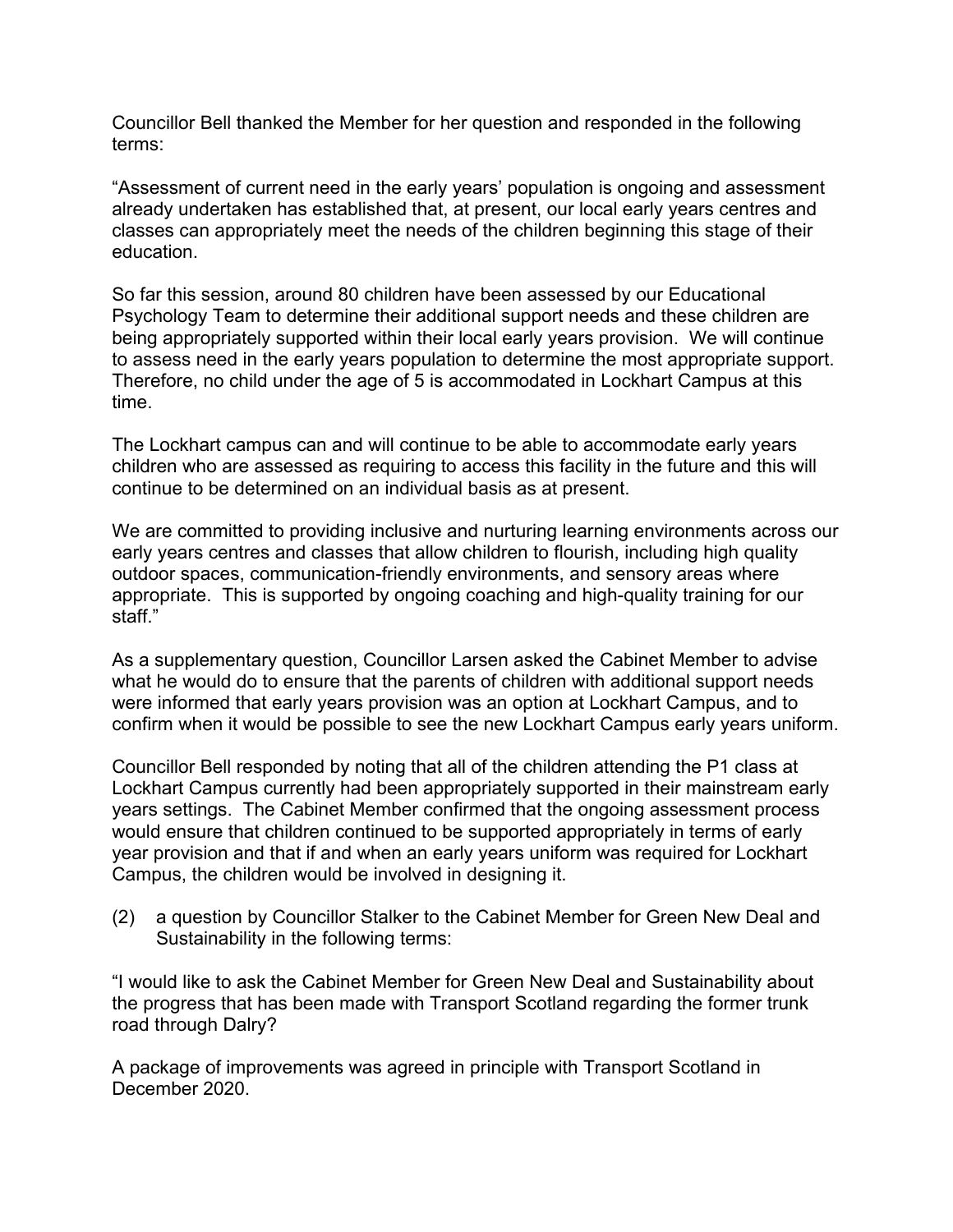Councillor Bell thanked the Member for her question and responded in the following terms:

“Assessment of current need in the early years’ population is ongoing and assessment already undertaken has established that, at present, our local early years centres and classes can appropriately meet the needs of the children beginning this stage of their education.

So far this session, around 80 children have been assessed by our Educational Psychology Team to determine their additional support needs and these children are being appropriately supported within their local early years provision. We will continue to assess need in the early years population to determine the most appropriate support. Therefore, no child under the age of 5 is accommodated in Lockhart Campus at this time.

The Lockhart campus can and will continue to be able to accommodate early years children who are assessed as requiring to access this facility in the future and this will continue to be determined on an individual basis as at present.

We are committed to providing inclusive and nurturing learning environments across our early years centres and classes that allow children to flourish, including high quality outdoor spaces, communication-friendly environments, and sensory areas where appropriate. This is supported by ongoing coaching and high-quality training for our staff.”

As a supplementary question, Councillor Larsen asked the Cabinet Member to advise what he would do to ensure that the parents of children with additional support needs were informed that early years provision was an option at Lockhart Campus, and to confirm when it would be possible to see the new Lockhart Campus early years uniform.

Councillor Bell responded by noting that all of the children attending the P1 class at Lockhart Campus currently had been appropriately supported in their mainstream early years settings. The Cabinet Member confirmed that the ongoing assessment process would ensure that children continued to be supported appropriately in terms of early year provision and that if and when an early years uniform was required for Lockhart Campus, the children would be involved in designing it.

(2) a question by Councillor Stalker to the Cabinet Member for Green New Deal and Sustainability in the following terms:

“I would like to ask the Cabinet Member for Green New Deal and Sustainability about the progress that has been made with Transport Scotland regarding the former trunk road through Dalry?

A package of improvements was agreed in principle with Transport Scotland in December 2020.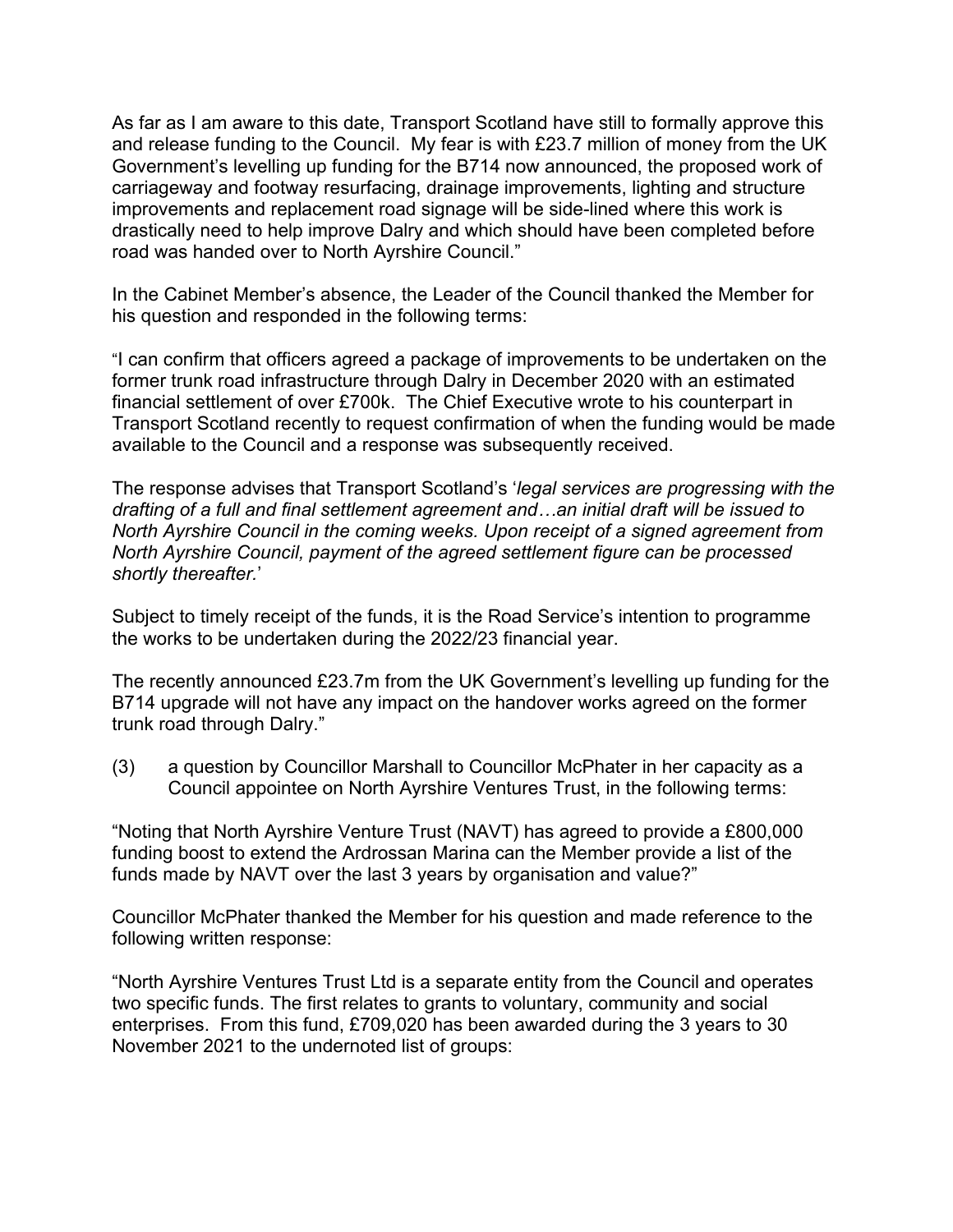As far as I am aware to this date, Transport Scotland have still to formally approve this and release funding to the Council. My fear is with £23.7 million of money from the UK Government's levelling up funding for the B714 now announced, the proposed work of carriageway and footway resurfacing, drainage improvements, lighting and structure improvements and replacement road signage will be side-lined where this work is drastically need to help improve Dalry and which should have been completed before road was handed over to North Ayrshire Council."

In the Cabinet Member's absence, the Leader of the Council thanked the Member for his question and responded in the following terms:

"I can confirm that officers agreed a package of improvements to be undertaken on the former trunk road infrastructure through Dalry in December 2020 with an estimated financial settlement of over £700k. The Chief Executive wrote to his counterpart in Transport Scotland recently to request confirmation of when the funding would be made available to the Council and a response was subsequently received.

The response advises that Transport Scotland's '*legal services are progressing with the drafting of a full and final settlement agreement and…an initial draft will be issued to North Ayrshire Council in the coming weeks. Upon receipt of a signed agreement from North Ayrshire Council, payment of the agreed settlement figure can be processed shortly thereafter.*'

Subject to timely receipt of the funds, it is the Road Service's intention to programme the works to be undertaken during the 2022/23 financial year.

The recently announced £23.7m from the UK Government's levelling up funding for the B714 upgrade will not have any impact on the handover works agreed on the former trunk road through Dalry."

(3) a question by Councillor Marshall to Councillor McPhater in her capacity as a Council appointee on North Ayrshire Ventures Trust, in the following terms:

"Noting that North Ayrshire Venture Trust (NAVT) has agreed to provide a £800,000 funding boost to extend the Ardrossan Marina can the Member provide a list of the funds made by NAVT over the last 3 years by organisation and value?"

Councillor McPhater thanked the Member for his question and made reference to the following written response:

"North Ayrshire Ventures Trust Ltd is a separate entity from the Council and operates two specific funds. The first relates to grants to voluntary, community and social enterprises. From this fund, £709,020 has been awarded during the 3 years to 30 November 2021 to the undernoted list of groups: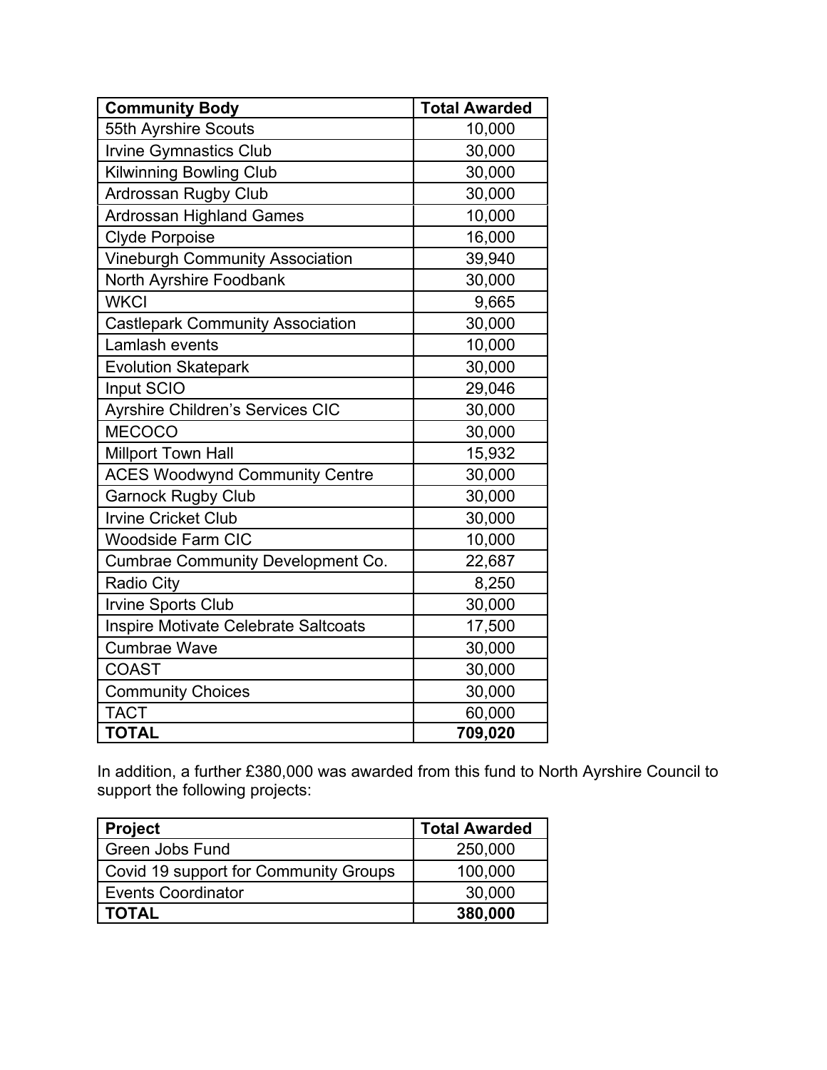| Community Body | Total Awarded |
| --- | --- |
| 55th Ayrshire Scouts | 10,000 |
| Irvine Gymnastics Club | 30,000 |
| Kilwinning Bowling Club | 30,000 |
| Ardrossan Rugby Club | 30,000 |
| Ardrossan Highland Games | 10,000 |
| Clyde Porpoise | 16,000 |
| Vineburgh Community Association | 39,940 |
| North Ayrshire Foodbank | 30,000 |
| WKCI | 9,665 |
| Castlepark Community Association | 30,000 |
| Lamlash events | 10,000 |
| Evolution Skatepark | 30,000 |
| Input SCIO | 29,046 |
| Ayrshire Children's Services CIC | 30,000 |
| MECOCO | 30,000 |
| Millport Town Hall | 15,932 |
| ACES Woodwynd Community Centre | 30,000 |
| Garnock Rugby Club | 30,000 |
| Irvine Cricket Club | 30,000 |
| Woodside Farm CIC | 10,000 |
| Cumbrae Community Development Co. | 22,687 |
| Radio City | 8,250 |
| Irvine Sports Club | 30,000 |
| Inspire Motivate Celebrate Saltcoats | 17,500 |
| Cumbrae Wave | 30,000 |
| COAST | 30,000 |
| Community Choices | 30,000 |
| TACT | 60,000 |
| **TOTAL** | **709,020** |

In addition, a further £380,000 was awarded from this fund to North Ayrshire Council to support the following projects:

| Project | Total Awarded |
| --- | --- |
| Green Jobs Fund | 250,000 |
| Covid 19 support for Community Groups | 100,000 |
| Events Coordinator | 30,000 |
| **TOTAL** | **380,000** |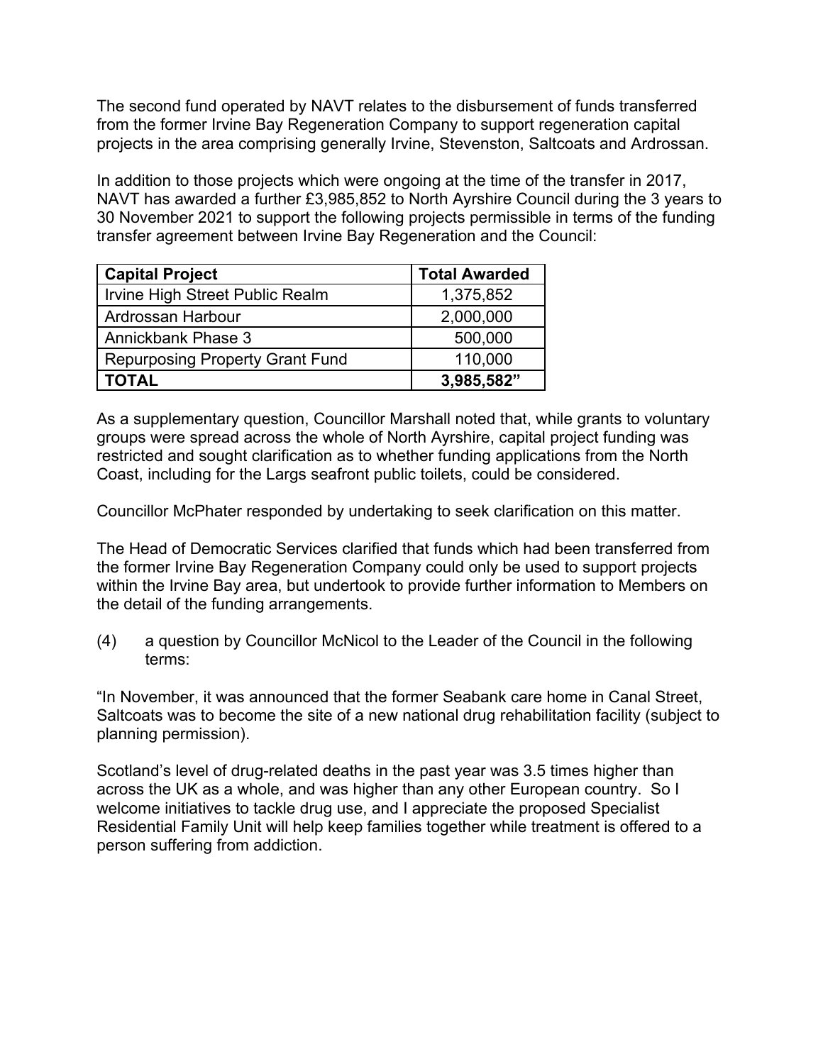The second fund operated by NAVT relates to the disbursement of funds transferred from the former Irvine Bay Regeneration Company to support regeneration capital projects in the area comprising generally Irvine, Stevenston, Saltcoats and Ardrossan.

In addition to those projects which were ongoing at the time of the transfer in 2017, NAVT has awarded a further £3,985,852 to North Ayrshire Council during the 3 years to 30 November 2021 to support the following projects permissible in terms of the funding transfer agreement between Irvine Bay Regeneration and the Council:

| **Capital Project** | **Total Awarded** |
|---|---|
| Irvine High Street Public Realm | 1,375,852 |
| Ardrossan Harbour | 2,000,000 |
| Annickbank Phase 3 | 500,000 |
| Repurposing Property Grant Fund | 110,000 |
| **TOTAL** | **3,985,582”** |

As a supplementary question, Councillor Marshall noted that, while grants to voluntary groups were spread across the whole of North Ayrshire, capital project funding was restricted and sought clarification as to whether funding applications from the North Coast, including for the Largs seafront public toilets, could be considered.

Councillor McPhater responded by undertaking to seek clarification on this matter.

The Head of Democratic Services clarified that funds which had been transferred from the former Irvine Bay Regeneration Company could only be used to support projects within the Irvine Bay area, but undertook to provide further information to Members on the detail of the funding arrangements.

(4) a question by Councillor McNicol to the Leader of the Council in the following terms:

“In November, it was announced that the former Seabank care home in Canal Street, Saltcoats was to become the site of a new national drug rehabilitation facility (subject to planning permission).

Scotland’s level of drug-related deaths in the past year was 3.5 times higher than across the UK as a whole, and was higher than any other European country. So I welcome initiatives to tackle drug use, and I appreciate the proposed Specialist Residential Family Unit will help keep families together while treatment is offered to a person suffering from addiction.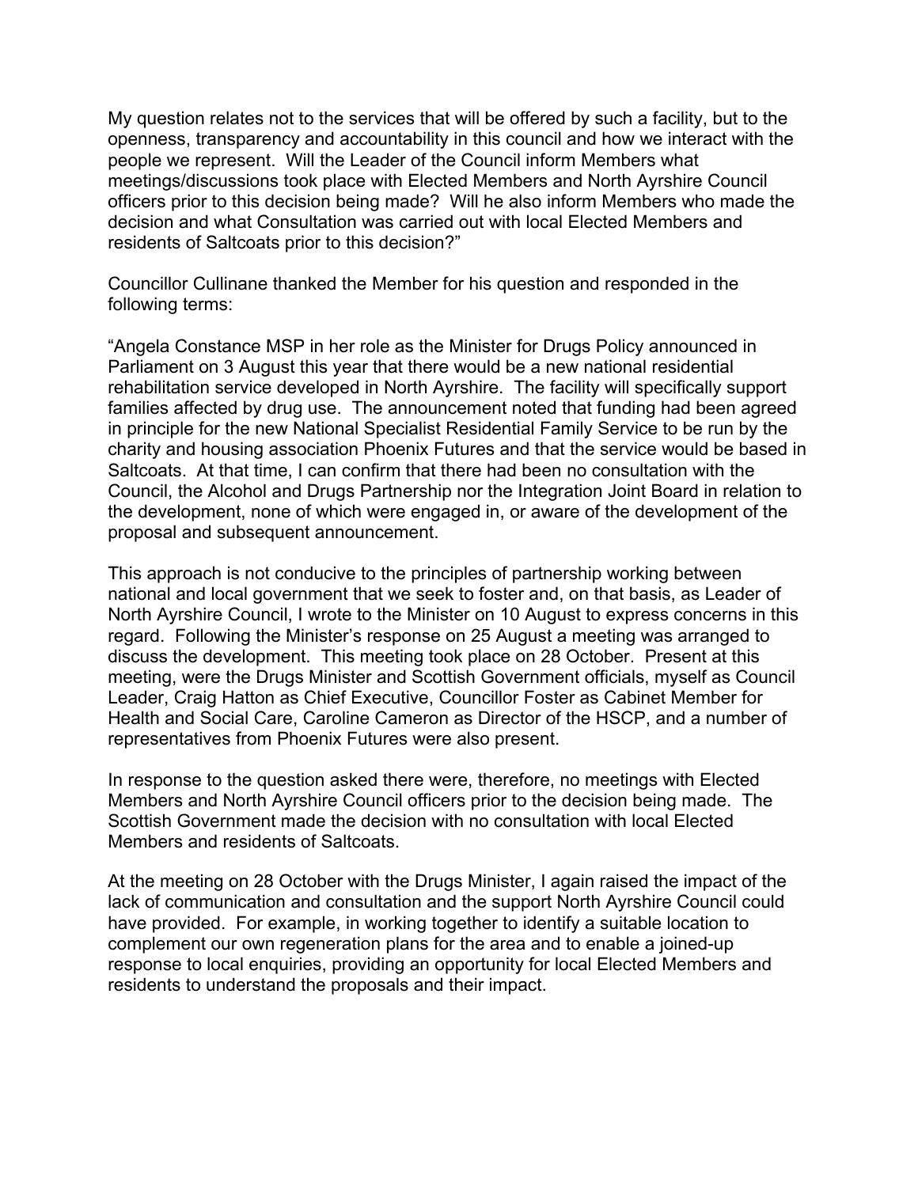My question relates not to the services that will be offered by such a facility, but to the openness, transparency and accountability in this council and how we interact with the people we represent. Will the Leader of the Council inform Members what meetings/discussions took place with Elected Members and North Ayrshire Council officers prior to this decision being made? Will he also inform Members who made the decision and what Consultation was carried out with local Elected Members and residents of Saltcoats prior to this decision?"

Councillor Cullinane thanked the Member for his question and responded in the following terms:

"Angela Constance MSP in her role as the Minister for Drugs Policy announced in Parliament on 3 August this year that there would be a new national residential rehabilitation service developed in North Ayrshire. The facility will specifically support families affected by drug use. The announcement noted that funding had been agreed in principle for the new National Specialist Residential Family Service to be run by the charity and housing association Phoenix Futures and that the service would be based in Saltcoats. At that time, I can confirm that there had been no consultation with the Council, the Alcohol and Drugs Partnership nor the Integration Joint Board in relation to the development, none of which were engaged in, or aware of the development of the proposal and subsequent announcement.

This approach is not conducive to the principles of partnership working between national and local government that we seek to foster and, on that basis, as Leader of North Ayrshire Council, I wrote to the Minister on 10 August to express concerns in this regard. Following the Minister's response on 25 August a meeting was arranged to discuss the development. This meeting took place on 28 October. Present at this meeting, were the Drugs Minister and Scottish Government officials, myself as Council Leader, Craig Hatton as Chief Executive, Councillor Foster as Cabinet Member for Health and Social Care, Caroline Cameron as Director of the HSCP, and a number of representatives from Phoenix Futures were also present.

In response to the question asked there were, therefore, no meetings with Elected Members and North Ayrshire Council officers prior to the decision being made. The Scottish Government made the decision with no consultation with local Elected Members and residents of Saltcoats.

At the meeting on 28 October with the Drugs Minister, I again raised the impact of the lack of communication and consultation and the support North Ayrshire Council could have provided. For example, in working together to identify a suitable location to complement our own regeneration plans for the area and to enable a joined-up response to local enquiries, providing an opportunity for local Elected Members and residents to understand the proposals and their impact.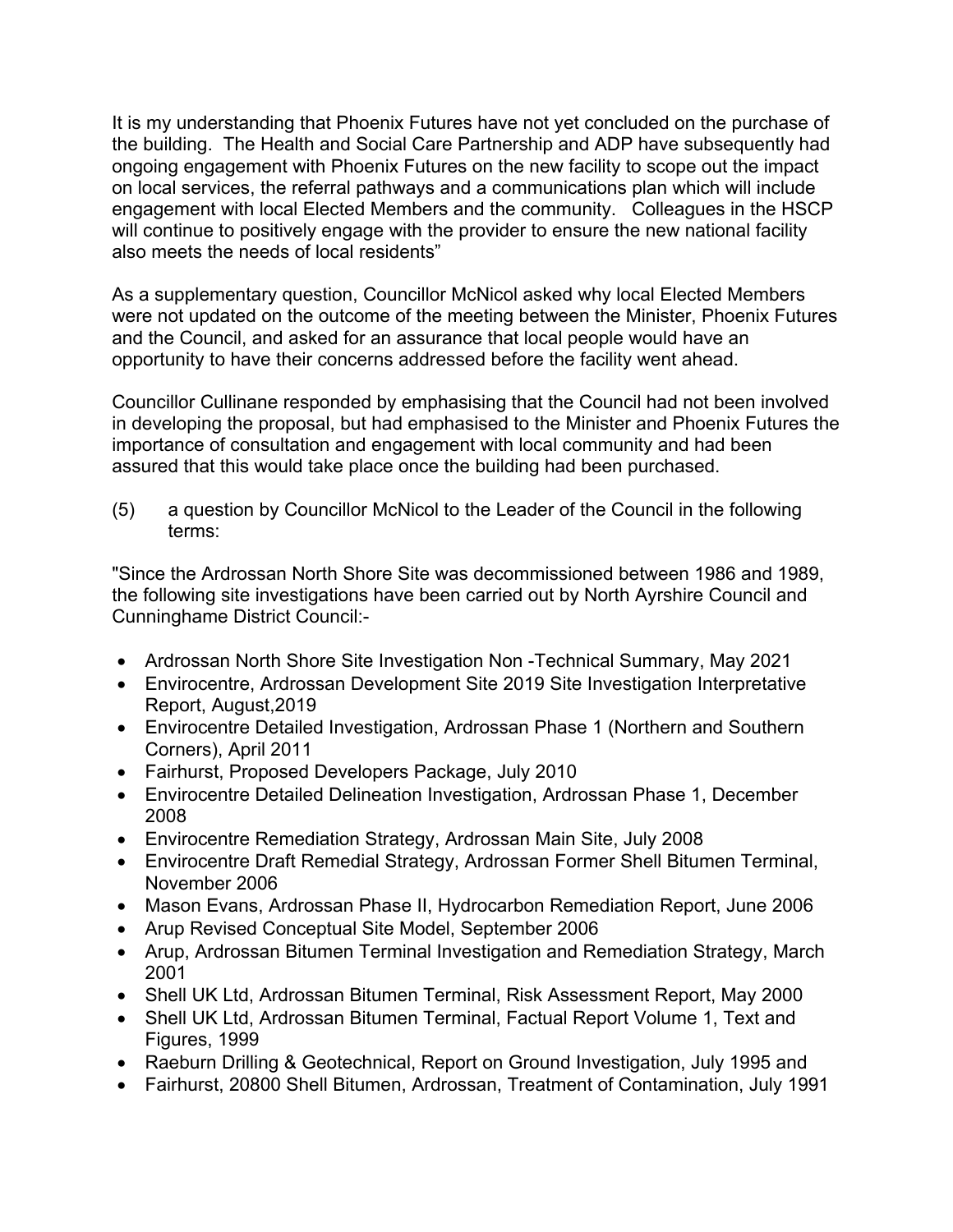It is my understanding that Phoenix Futures have not yet concluded on the purchase of the building. The Health and Social Care Partnership and ADP have subsequently had ongoing engagement with Phoenix Futures on the new facility to scope out the impact on local services, the referral pathways and a communications plan which will include engagement with local Elected Members and the community. Colleagues in the HSCP will continue to positively engage with the provider to ensure the new national facility also meets the needs of local residents"

As a supplementary question, Councillor McNicol asked why local Elected Members were not updated on the outcome of the meeting between the Minister, Phoenix Futures and the Council, and asked for an assurance that local people would have an opportunity to have their concerns addressed before the facility went ahead.

Councillor Cullinane responded by emphasising that the Council had not been involved in developing the proposal, but had emphasised to the Minister and Phoenix Futures the importance of consultation and engagement with local community and had been assured that this would take place once the building had been purchased.

(5) a question by Councillor McNicol to the Leader of the Council in the following terms:

"Since the Ardrossan North Shore Site was decommissioned between 1986 and 1989, the following site investigations have been carried out by North Ayrshire Council and Cunninghame District Council:-

- Ardrossan North Shore Site Investigation Non -Technical Summary, May 2021
- Envirocentre, Ardrossan Development Site 2019 Site Investigation Interpretative Report, August,2019
- Envirocentre Detailed Investigation, Ardrossan Phase 1 (Northern and Southern Corners), April 2011
- Fairhurst, Proposed Developers Package, July 2010
- Envirocentre Detailed Delineation Investigation, Ardrossan Phase 1, December 2008
- Envirocentre Remediation Strategy, Ardrossan Main Site, July 2008
- Envirocentre Draft Remedial Strategy, Ardrossan Former Shell Bitumen Terminal, November 2006
- Mason Evans, Ardrossan Phase II, Hydrocarbon Remediation Report, June 2006
- Arup Revised Conceptual Site Model, September 2006
- Arup, Ardrossan Bitumen Terminal Investigation and Remediation Strategy, March 2001
- Shell UK Ltd, Ardrossan Bitumen Terminal, Risk Assessment Report, May 2000
- Shell UK Ltd, Ardrossan Bitumen Terminal, Factual Report Volume 1, Text and Figures, 1999
- Raeburn Drilling & Geotechnical, Report on Ground Investigation, July 1995 and
- Fairhurst, 20800 Shell Bitumen, Ardrossan, Treatment of Contamination, July 1991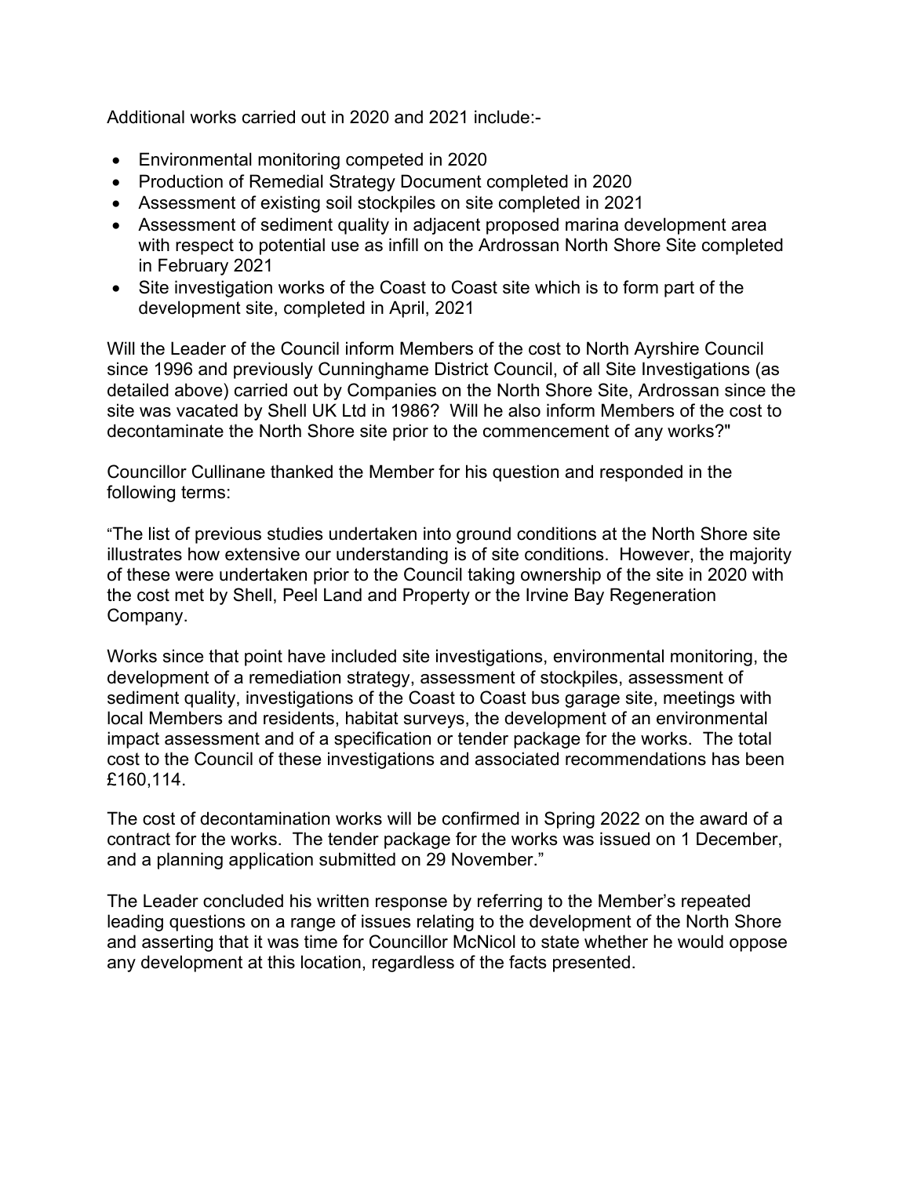Additional works carried out in 2020 and 2021 include:-

- Environmental monitoring competed in 2020
- Production of Remedial Strategy Document completed in 2020
- Assessment of existing soil stockpiles on site completed in 2021
- Assessment of sediment quality in adjacent proposed marina development area with respect to potential use as infill on the Ardrossan North Shore Site completed in February 2021
- Site investigation works of the Coast to Coast site which is to form part of the development site, completed in April, 2021

Will the Leader of the Council inform Members of the cost to North Ayrshire Council since 1996 and previously Cunninghame District Council, of all Site Investigations (as detailed above) carried out by Companies on the North Shore Site, Ardrossan since the site was vacated by Shell UK Ltd in 1986? Will he also inform Members of the cost to decontaminate the North Shore site prior to the commencement of any works?"

Councillor Cullinane thanked the Member for his question and responded in the following terms:

"The list of previous studies undertaken into ground conditions at the North Shore site illustrates how extensive our understanding is of site conditions. However, the majority of these were undertaken prior to the Council taking ownership of the site in 2020 with the cost met by Shell, Peel Land and Property or the Irvine Bay Regeneration Company.

Works since that point have included site investigations, environmental monitoring, the development of a remediation strategy, assessment of stockpiles, assessment of sediment quality, investigations of the Coast to Coast bus garage site, meetings with local Members and residents, habitat surveys, the development of an environmental impact assessment and of a specification or tender package for the works. The total cost to the Council of these investigations and associated recommendations has been £160,114.

The cost of decontamination works will be confirmed in Spring 2022 on the award of a contract for the works. The tender package for the works was issued on 1 December, and a planning application submitted on 29 November."

The Leader concluded his written response by referring to the Member's repeated leading questions on a range of issues relating to the development of the North Shore and asserting that it was time for Councillor McNicol to state whether he would oppose any development at this location, regardless of the facts presented.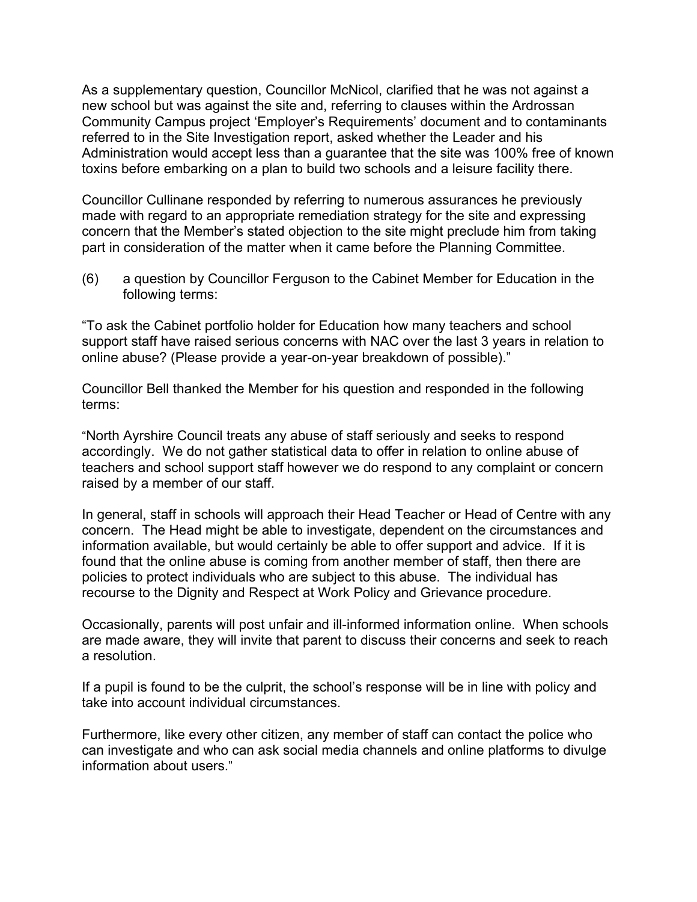As a supplementary question, Councillor McNicol, clarified that he was not against a new school but was against the site and, referring to clauses within the Ardrossan Community Campus project 'Employer's Requirements' document and to contaminants referred to in the Site Investigation report, asked whether the Leader and his Administration would accept less than a guarantee that the site was 100% free of known toxins before embarking on a plan to build two schools and a leisure facility there.

Councillor Cullinane responded by referring to numerous assurances he previously made with regard to an appropriate remediation strategy for the site and expressing concern that the Member's stated objection to the site might preclude him from taking part in consideration of the matter when it came before the Planning Committee.

(6) a question by Councillor Ferguson to the Cabinet Member for Education in the following terms:

"To ask the Cabinet portfolio holder for Education how many teachers and school support staff have raised serious concerns with NAC over the last 3 years in relation to online abuse? (Please provide a year-on-year breakdown of possible)."

Councillor Bell thanked the Member for his question and responded in the following terms:

"North Ayrshire Council treats any abuse of staff seriously and seeks to respond accordingly. We do not gather statistical data to offer in relation to online abuse of teachers and school support staff however we do respond to any complaint or concern raised by a member of our staff.

In general, staff in schools will approach their Head Teacher or Head of Centre with any concern. The Head might be able to investigate, dependent on the circumstances and information available, but would certainly be able to offer support and advice. If it is found that the online abuse is coming from another member of staff, then there are policies to protect individuals who are subject to this abuse. The individual has recourse to the Dignity and Respect at Work Policy and Grievance procedure.

Occasionally, parents will post unfair and ill-informed information online. When schools are made aware, they will invite that parent to discuss their concerns and seek to reach a resolution.

If a pupil is found to be the culprit, the school's response will be in line with policy and take into account individual circumstances.

Furthermore, like every other citizen, any member of staff can contact the police who can investigate and who can ask social media channels and online platforms to divulge information about users."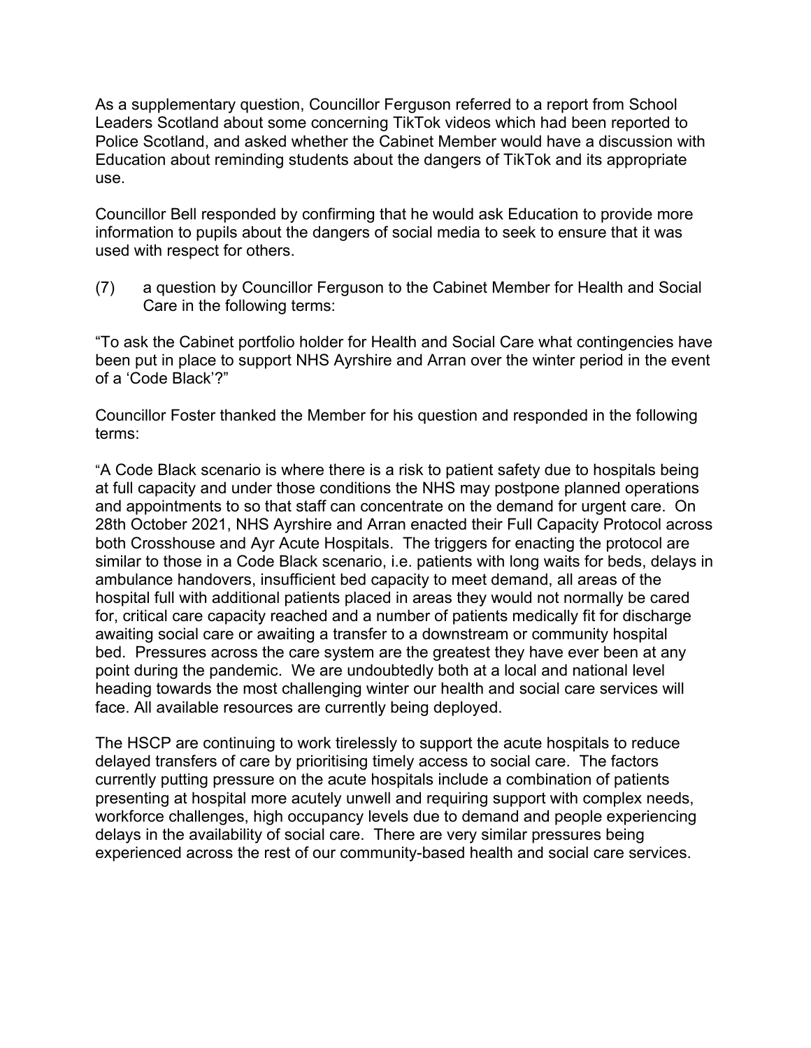As a supplementary question, Councillor Ferguson referred to a report from School Leaders Scotland about some concerning TikTok videos which had been reported to Police Scotland, and asked whether the Cabinet Member would have a discussion with Education about reminding students about the dangers of TikTok and its appropriate use.

Councillor Bell responded by confirming that he would ask Education to provide more information to pupils about the dangers of social media to seek to ensure that it was used with respect for others.

(7) a question by Councillor Ferguson to the Cabinet Member for Health and Social Care in the following terms:

"To ask the Cabinet portfolio holder for Health and Social Care what contingencies have been put in place to support NHS Ayrshire and Arran over the winter period in the event of a 'Code Black'?"

Councillor Foster thanked the Member for his question and responded in the following terms:

"A Code Black scenario is where there is a risk to patient safety due to hospitals being at full capacity and under those conditions the NHS may postpone planned operations and appointments to so that staff can concentrate on the demand for urgent care. On 28th October 2021, NHS Ayrshire and Arran enacted their Full Capacity Protocol across both Crosshouse and Ayr Acute Hospitals. The triggers for enacting the protocol are similar to those in a Code Black scenario, i.e. patients with long waits for beds, delays in ambulance handovers, insufficient bed capacity to meet demand, all areas of the hospital full with additional patients placed in areas they would not normally be cared for, critical care capacity reached and a number of patients medically fit for discharge awaiting social care or awaiting a transfer to a downstream or community hospital bed. Pressures across the care system are the greatest they have ever been at any point during the pandemic. We are undoubtedly both at a local and national level heading towards the most challenging winter our health and social care services will face. All available resources are currently being deployed.

The HSCP are continuing to work tirelessly to support the acute hospitals to reduce delayed transfers of care by prioritising timely access to social care. The factors currently putting pressure on the acute hospitals include a combination of patients presenting at hospital more acutely unwell and requiring support with complex needs, workforce challenges, high occupancy levels due to demand and people experiencing delays in the availability of social care. There are very similar pressures being experienced across the rest of our community-based health and social care services.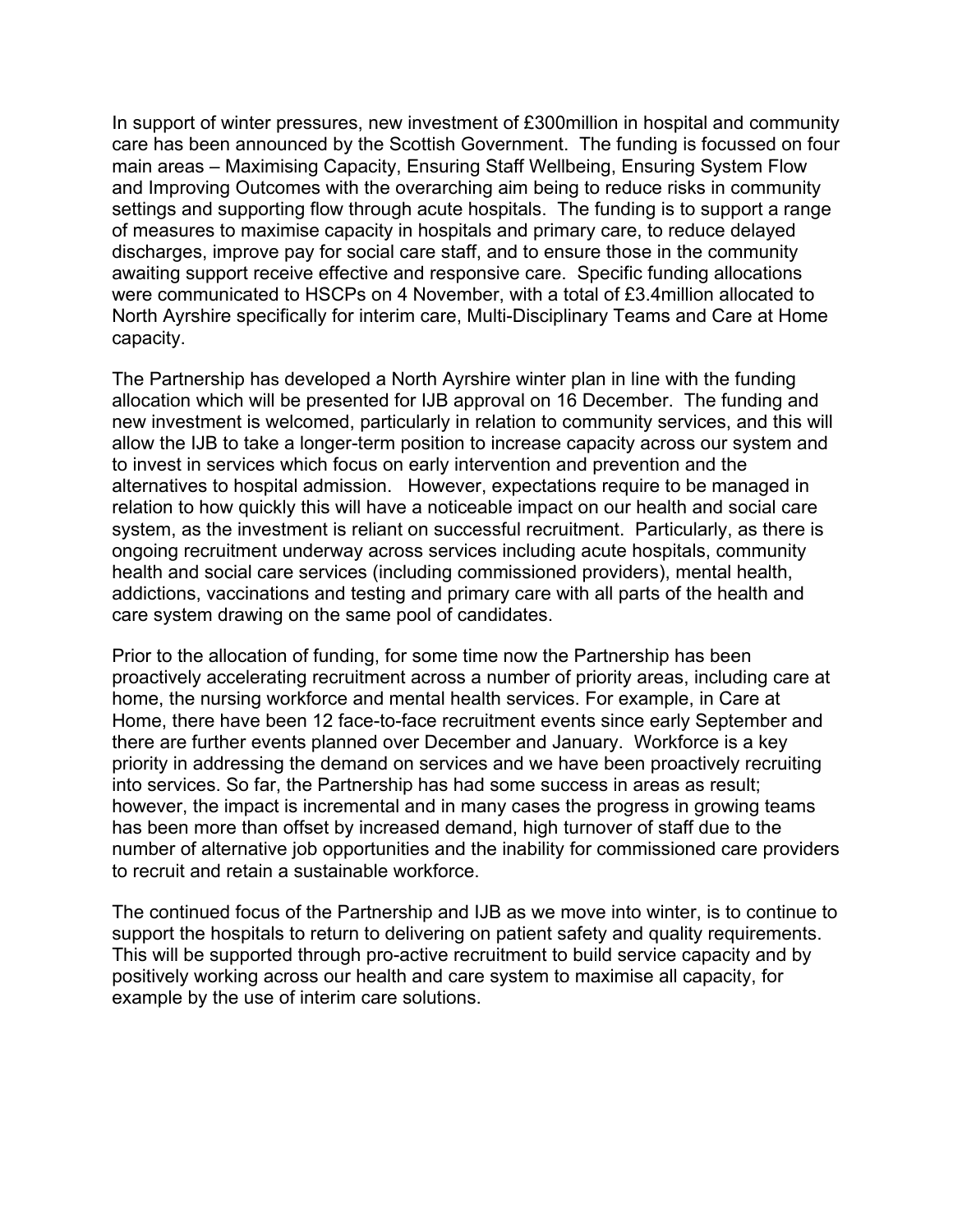In support of winter pressures, new investment of £300million in hospital and community care has been announced by the Scottish Government. The funding is focussed on four main areas – Maximising Capacity, Ensuring Staff Wellbeing, Ensuring System Flow and Improving Outcomes with the overarching aim being to reduce risks in community settings and supporting flow through acute hospitals. The funding is to support a range of measures to maximise capacity in hospitals and primary care, to reduce delayed discharges, improve pay for social care staff, and to ensure those in the community awaiting support receive effective and responsive care. Specific funding allocations were communicated to HSCPs on 4 November, with a total of £3.4million allocated to North Ayrshire specifically for interim care, Multi-Disciplinary Teams and Care at Home capacity.

The Partnership has developed a North Ayrshire winter plan in line with the funding allocation which will be presented for IJB approval on 16 December. The funding and new investment is welcomed, particularly in relation to community services, and this will allow the IJB to take a longer-term position to increase capacity across our system and to invest in services which focus on early intervention and prevention and the alternatives to hospital admission. However, expectations require to be managed in relation to how quickly this will have a noticeable impact on our health and social care system, as the investment is reliant on successful recruitment. Particularly, as there is ongoing recruitment underway across services including acute hospitals, community health and social care services (including commissioned providers), mental health, addictions, vaccinations and testing and primary care with all parts of the health and care system drawing on the same pool of candidates.

Prior to the allocation of funding, for some time now the Partnership has been proactively accelerating recruitment across a number of priority areas, including care at home, the nursing workforce and mental health services. For example, in Care at Home, there have been 12 face-to-face recruitment events since early September and there are further events planned over December and January. Workforce is a key priority in addressing the demand on services and we have been proactively recruiting into services. So far, the Partnership has had some success in areas as result; however, the impact is incremental and in many cases the progress in growing teams has been more than offset by increased demand, high turnover of staff due to the number of alternative job opportunities and the inability for commissioned care providers to recruit and retain a sustainable workforce.

The continued focus of the Partnership and IJB as we move into winter, is to continue to support the hospitals to return to delivering on patient safety and quality requirements. This will be supported through pro-active recruitment to build service capacity and by positively working across our health and care system to maximise all capacity, for example by the use of interim care solutions.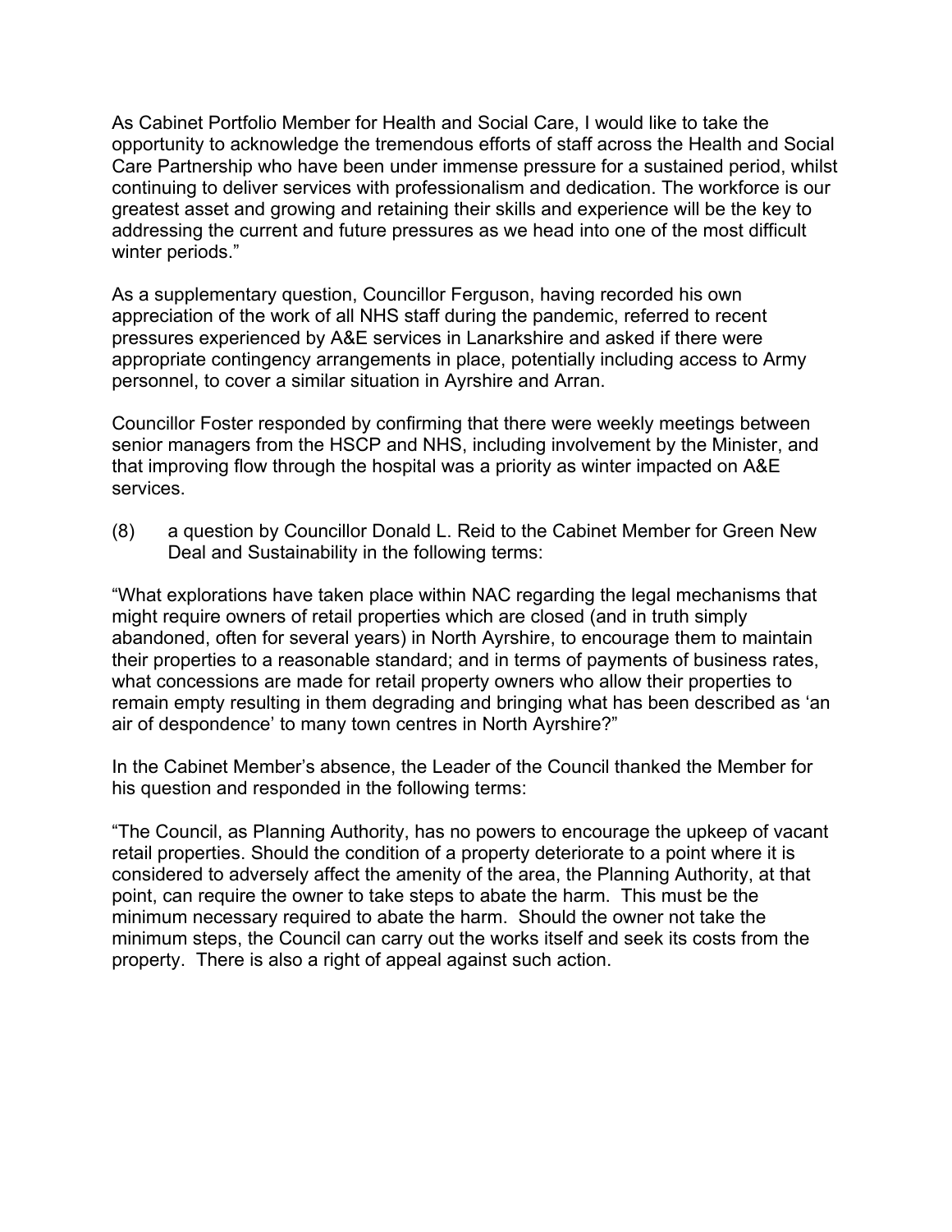As Cabinet Portfolio Member for Health and Social Care, I would like to take the opportunity to acknowledge the tremendous efforts of staff across the Health and Social Care Partnership who have been under immense pressure for a sustained period, whilst continuing to deliver services with professionalism and dedication. The workforce is our greatest asset and growing and retaining their skills and experience will be the key to addressing the current and future pressures as we head into one of the most difficult winter periods."

As a supplementary question, Councillor Ferguson, having recorded his own appreciation of the work of all NHS staff during the pandemic, referred to recent pressures experienced by A&E services in Lanarkshire and asked if there were appropriate contingency arrangements in place, potentially including access to Army personnel, to cover a similar situation in Ayrshire and Arran.

Councillor Foster responded by confirming that there were weekly meetings between senior managers from the HSCP and NHS, including involvement by the Minister, and that improving flow through the hospital was a priority as winter impacted on A&E services.

(8) a question by Councillor Donald L. Reid to the Cabinet Member for Green New Deal and Sustainability in the following terms:

"What explorations have taken place within NAC regarding the legal mechanisms that might require owners of retail properties which are closed (and in truth simply abandoned, often for several years) in North Ayrshire, to encourage them to maintain their properties to a reasonable standard; and in terms of payments of business rates, what concessions are made for retail property owners who allow their properties to remain empty resulting in them degrading and bringing what has been described as 'an air of despondence' to many town centres in North Ayrshire?"

In the Cabinet Member's absence, the Leader of the Council thanked the Member for his question and responded in the following terms:

"The Council, as Planning Authority, has no powers to encourage the upkeep of vacant retail properties. Should the condition of a property deteriorate to a point where it is considered to adversely affect the amenity of the area, the Planning Authority, at that point, can require the owner to take steps to abate the harm. This must be the minimum necessary required to abate the harm. Should the owner not take the minimum steps, the Council can carry out the works itself and seek its costs from the property. There is also a right of appeal against such action.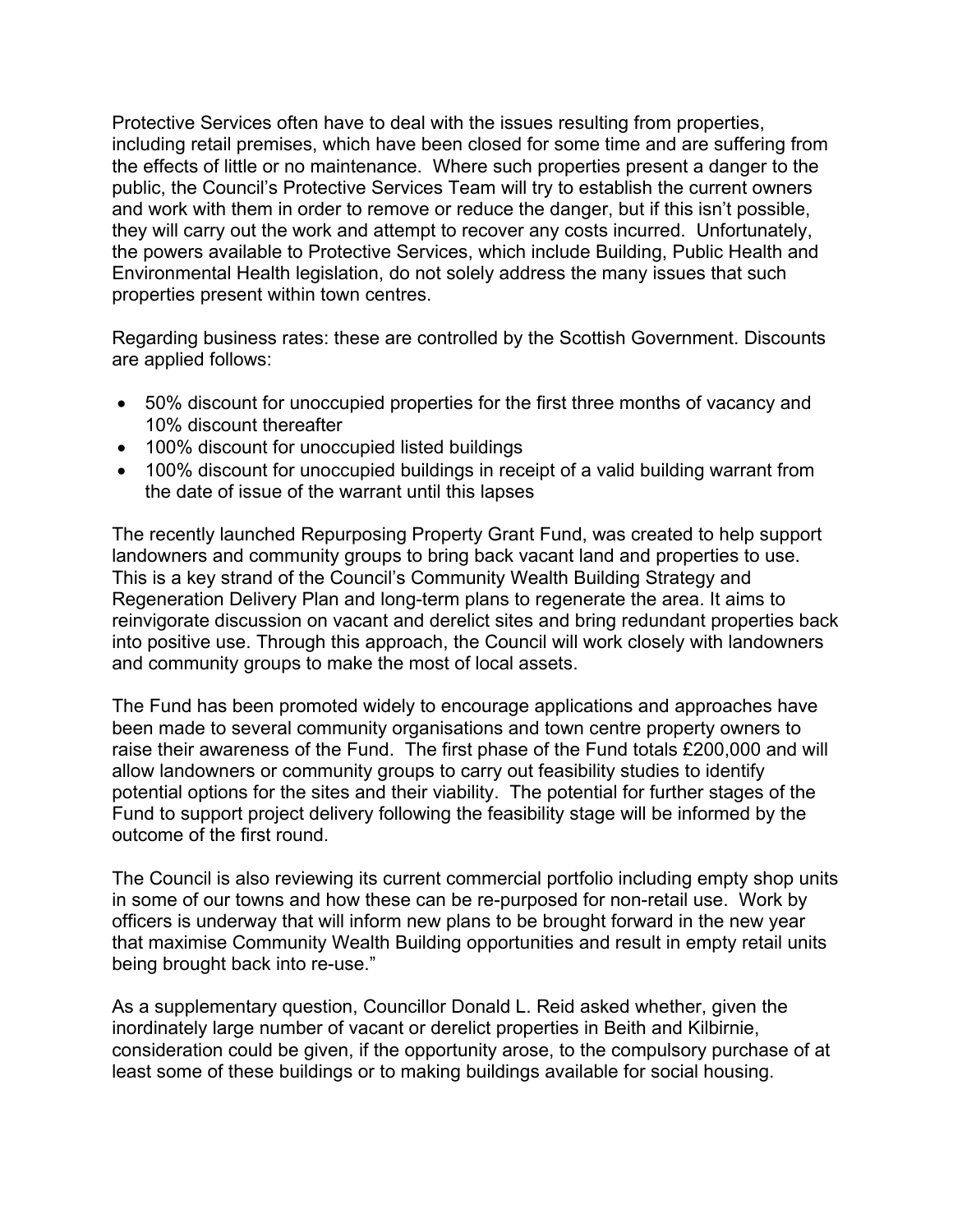Protective Services often have to deal with the issues resulting from properties, including retail premises, which have been closed for some time and are suffering from the effects of little or no maintenance. Where such properties present a danger to the public, the Council's Protective Services Team will try to establish the current owners and work with them in order to remove or reduce the danger, but if this isn't possible, they will carry out the work and attempt to recover any costs incurred. Unfortunately, the powers available to Protective Services, which include Building, Public Health and Environmental Health legislation, do not solely address the many issues that such properties present within town centres.

Regarding business rates: these are controlled by the Scottish Government. Discounts are applied follows:

- 50% discount for unoccupied properties for the first three months of vacancy and 10% discount thereafter
- 100% discount for unoccupied listed buildings
- 100% discount for unoccupied buildings in receipt of a valid building warrant from the date of issue of the warrant until this lapses

The recently launched Repurposing Property Grant Fund, was created to help support landowners and community groups to bring back vacant land and properties to use. This is a key strand of the Council's Community Wealth Building Strategy and Regeneration Delivery Plan and long-term plans to regenerate the area. It aims to reinvigorate discussion on vacant and derelict sites and bring redundant properties back into positive use. Through this approach, the Council will work closely with landowners and community groups to make the most of local assets.

The Fund has been promoted widely to encourage applications and approaches have been made to several community organisations and town centre property owners to raise their awareness of the Fund. The first phase of the Fund totals £200,000 and will allow landowners or community groups to carry out feasibility studies to identify potential options for the sites and their viability. The potential for further stages of the Fund to support project delivery following the feasibility stage will be informed by the outcome of the first round.

The Council is also reviewing its current commercial portfolio including empty shop units in some of our towns and how these can be re-purposed for non-retail use. Work by officers is underway that will inform new plans to be brought forward in the new year that maximise Community Wealth Building opportunities and result in empty retail units being brought back into re-use."

As a supplementary question, Councillor Donald L. Reid asked whether, given the inordinately large number of vacant or derelict properties in Beith and Kilbirnie, consideration could be given, if the opportunity arose, to the compulsory purchase of at least some of these buildings or to making buildings available for social housing.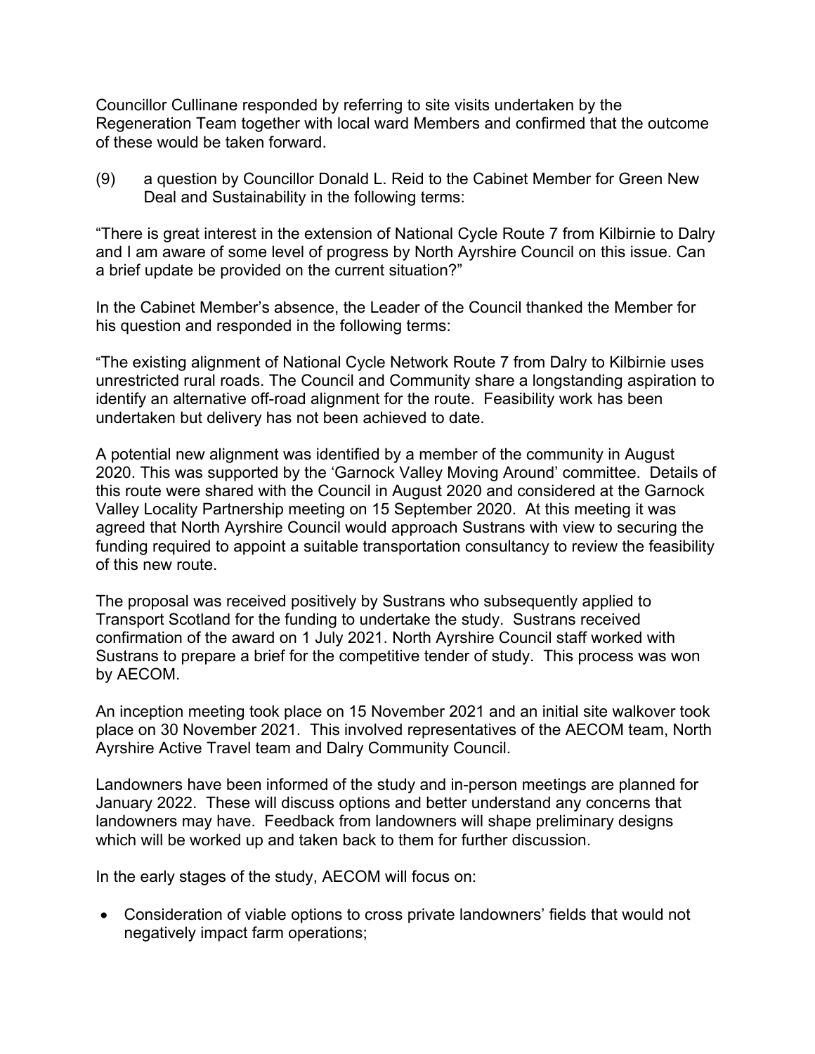Councillor Cullinane responded by referring to site visits undertaken by the Regeneration Team together with local ward Members and confirmed that the outcome of these would be taken forward.

(9) a question by Councillor Donald L. Reid to the Cabinet Member for Green New Deal and Sustainability in the following terms:

"There is great interest in the extension of National Cycle Route 7 from Kilbirnie to Dalry and I am aware of some level of progress by North Ayrshire Council on this issue. Can a brief update be provided on the current situation?"

In the Cabinet Member's absence, the Leader of the Council thanked the Member for his question and responded in the following terms:

"The existing alignment of National Cycle Network Route 7 from Dalry to Kilbirnie uses unrestricted rural roads. The Council and Community share a longstanding aspiration to identify an alternative off-road alignment for the route. Feasibility work has been undertaken but delivery has not been achieved to date.

A potential new alignment was identified by a member of the community in August 2020. This was supported by the 'Garnock Valley Moving Around' committee. Details of this route were shared with the Council in August 2020 and considered at the Garnock Valley Locality Partnership meeting on 15 September 2020. At this meeting it was agreed that North Ayrshire Council would approach Sustrans with view to securing the funding required to appoint a suitable transportation consultancy to review the feasibility of this new route.

The proposal was received positively by Sustrans who subsequently applied to Transport Scotland for the funding to undertake the study. Sustrans received confirmation of the award on 1 July 2021. North Ayrshire Council staff worked with Sustrans to prepare a brief for the competitive tender of study. This process was won by AECOM.

An inception meeting took place on 15 November 2021 and an initial site walkover took place on 30 November 2021. This involved representatives of the AECOM team, North Ayrshire Active Travel team and Dalry Community Council.

Landowners have been informed of the study and in-person meetings are planned for January 2022. These will discuss options and better understand any concerns that landowners may have. Feedback from landowners will shape preliminary designs which will be worked up and taken back to them for further discussion.

In the early stages of the study, AECOM will focus on:

- Consideration of viable options to cross private landowners' fields that would not negatively impact farm operations;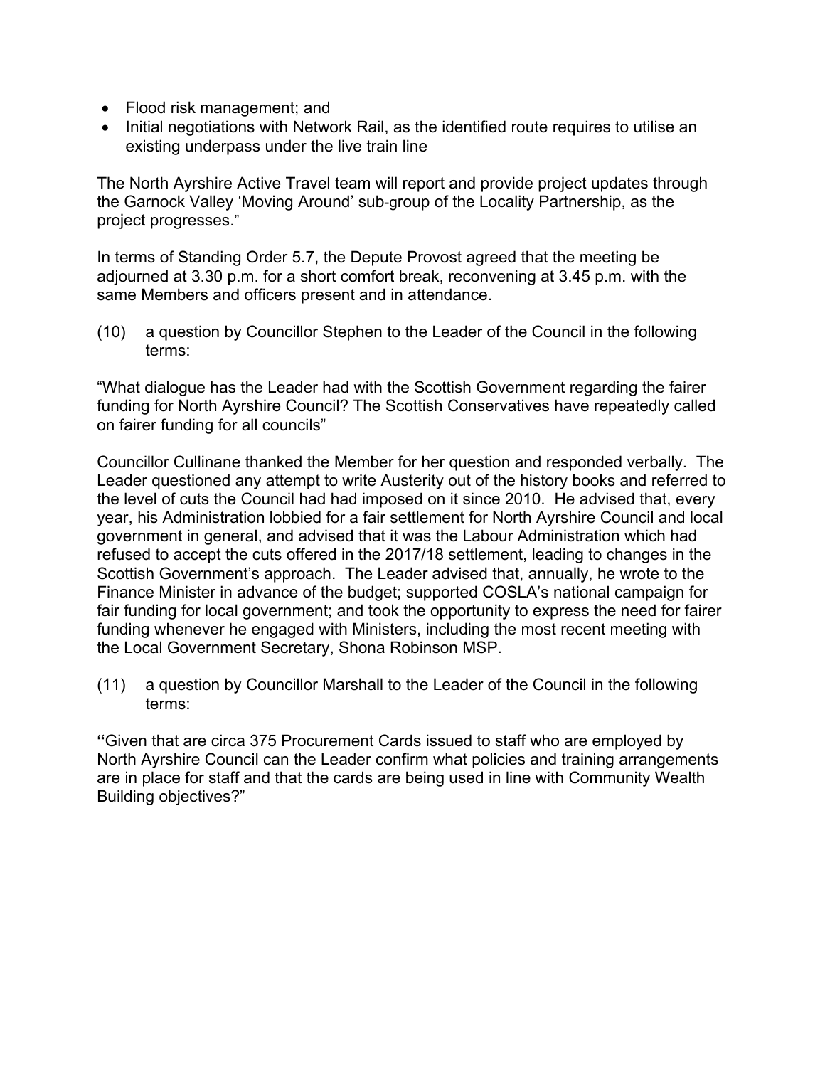- Flood risk management; and
- Initial negotiations with Network Rail, as the identified route requires to utilise an existing underpass under the live train line

The North Ayrshire Active Travel team will report and provide project updates through the Garnock Valley 'Moving Around' sub-group of the Locality Partnership, as the project progresses."

In terms of Standing Order 5.7, the Depute Provost agreed that the meeting be adjourned at 3.30 p.m. for a short comfort break, reconvening at 3.45 p.m. with the same Members and officers present and in attendance.

(10) a question by Councillor Stephen to the Leader of the Council in the following terms:

"What dialogue has the Leader had with the Scottish Government regarding the fairer funding for North Ayrshire Council? The Scottish Conservatives have repeatedly called on fairer funding for all councils"

Councillor Cullinane thanked the Member for her question and responded verbally. The Leader questioned any attempt to write Austerity out of the history books and referred to the level of cuts the Council had had imposed on it since 2010. He advised that, every year, his Administration lobbied for a fair settlement for North Ayrshire Council and local government in general, and advised that it was the Labour Administration which had refused to accept the cuts offered in the 2017/18 settlement, leading to changes in the Scottish Government's approach. The Leader advised that, annually, he wrote to the Finance Minister in advance of the budget; supported COSLA's national campaign for fair funding for local government; and took the opportunity to express the need for fairer funding whenever he engaged with Ministers, including the most recent meeting with the Local Government Secretary, Shona Robinson MSP.

(11) a question by Councillor Marshall to the Leader of the Council in the following terms:

**"**Given that are circa 375 Procurement Cards issued to staff who are employed by North Ayrshire Council can the Leader confirm what policies and training arrangements are in place for staff and that the cards are being used in line with Community Wealth Building objectives?"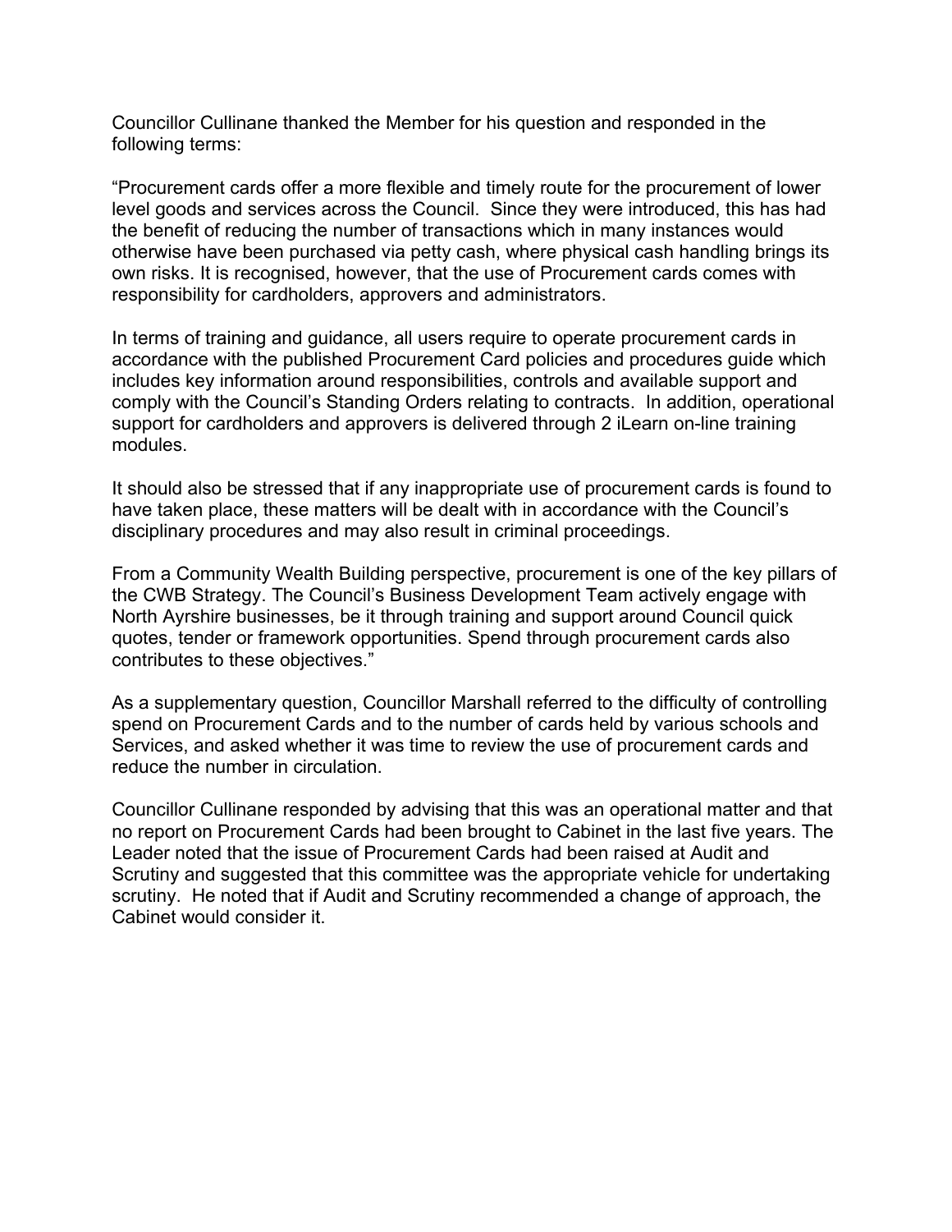Councillor Cullinane thanked the Member for his question and responded in the following terms:

"Procurement cards offer a more flexible and timely route for the procurement of lower level goods and services across the Council. Since they were introduced, this has had the benefit of reducing the number of transactions which in many instances would otherwise have been purchased via petty cash, where physical cash handling brings its own risks. It is recognised, however, that the use of Procurement cards comes with responsibility for cardholders, approvers and administrators.

In terms of training and guidance, all users require to operate procurement cards in accordance with the published Procurement Card policies and procedures guide which includes key information around responsibilities, controls and available support and comply with the Council's Standing Orders relating to contracts. In addition, operational support for cardholders and approvers is delivered through 2 iLearn on-line training modules.

It should also be stressed that if any inappropriate use of procurement cards is found to have taken place, these matters will be dealt with in accordance with the Council's disciplinary procedures and may also result in criminal proceedings.

From a Community Wealth Building perspective, procurement is one of the key pillars of the CWB Strategy. The Council's Business Development Team actively engage with North Ayrshire businesses, be it through training and support around Council quick quotes, tender or framework opportunities. Spend through procurement cards also contributes to these objectives."

As a supplementary question, Councillor Marshall referred to the difficulty of controlling spend on Procurement Cards and to the number of cards held by various schools and Services, and asked whether it was time to review the use of procurement cards and reduce the number in circulation.

Councillor Cullinane responded by advising that this was an operational matter and that no report on Procurement Cards had been brought to Cabinet in the last five years. The Leader noted that the issue of Procurement Cards had been raised at Audit and Scrutiny and suggested that this committee was the appropriate vehicle for undertaking scrutiny. He noted that if Audit and Scrutiny recommended a change of approach, the Cabinet would consider it.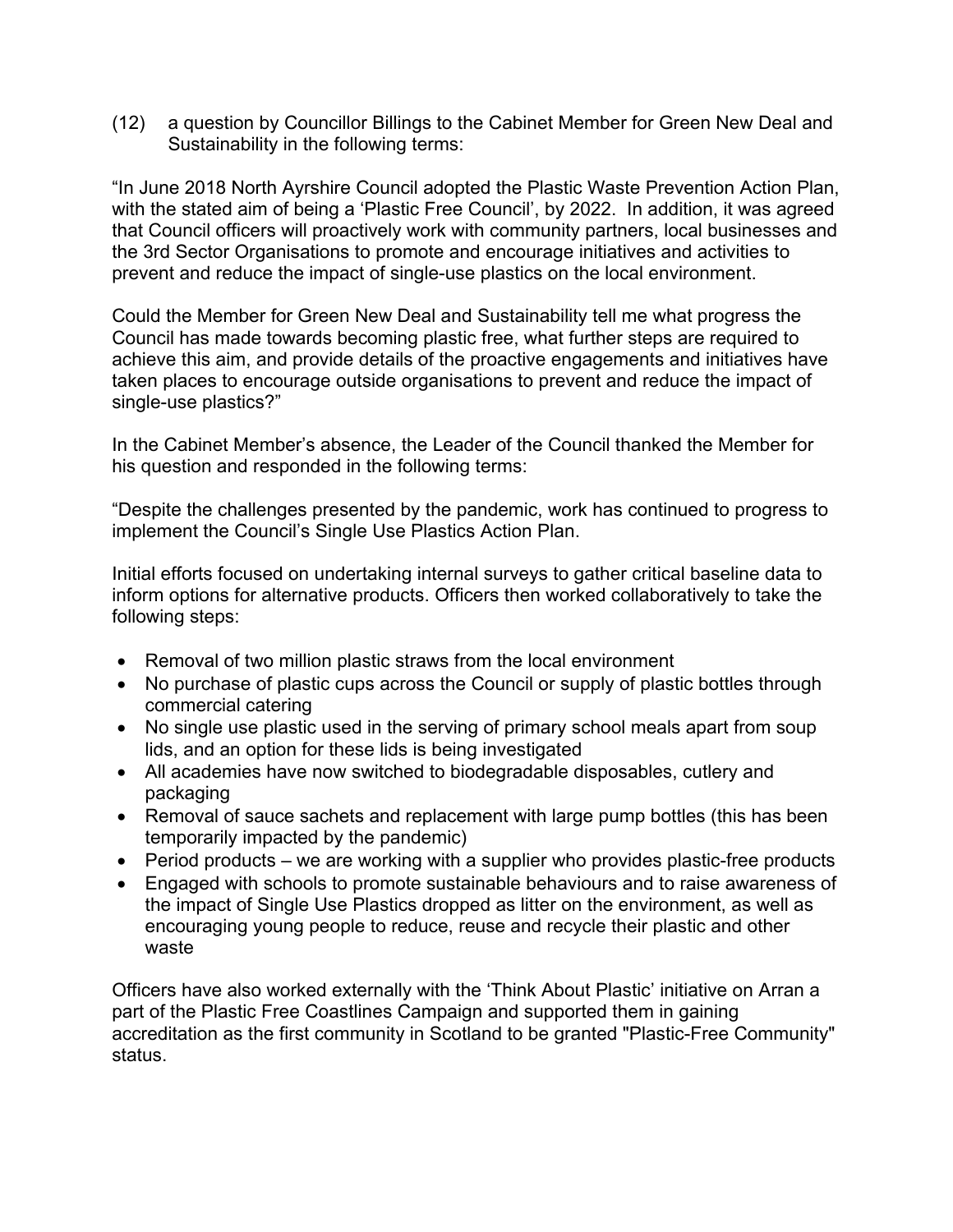(12) a question by Councillor Billings to the Cabinet Member for Green New Deal and Sustainability in the following terms:

"In June 2018 North Ayrshire Council adopted the Plastic Waste Prevention Action Plan, with the stated aim of being a 'Plastic Free Council', by 2022. In addition, it was agreed that Council officers will proactively work with community partners, local businesses and the 3rd Sector Organisations to promote and encourage initiatives and activities to prevent and reduce the impact of single-use plastics on the local environment.

Could the Member for Green New Deal and Sustainability tell me what progress the Council has made towards becoming plastic free, what further steps are required to achieve this aim, and provide details of the proactive engagements and initiatives have taken places to encourage outside organisations to prevent and reduce the impact of single-use plastics?"

In the Cabinet Member's absence, the Leader of the Council thanked the Member for his question and responded in the following terms:

"Despite the challenges presented by the pandemic, work has continued to progress to implement the Council's Single Use Plastics Action Plan.

Initial efforts focused on undertaking internal surveys to gather critical baseline data to inform options for alternative products. Officers then worked collaboratively to take the following steps:

- Removal of two million plastic straws from the local environment
- No purchase of plastic cups across the Council or supply of plastic bottles through commercial catering
- No single use plastic used in the serving of primary school meals apart from soup lids, and an option for these lids is being investigated
- All academies have now switched to biodegradable disposables, cutlery and packaging
- Removal of sauce sachets and replacement with large pump bottles (this has been temporarily impacted by the pandemic)
- Period products – we are working with a supplier who provides plastic-free products
- Engaged with schools to promote sustainable behaviours and to raise awareness of the impact of Single Use Plastics dropped as litter on the environment, as well as encouraging young people to reduce, reuse and recycle their plastic and other waste

Officers have also worked externally with the 'Think About Plastic' initiative on Arran a part of the Plastic Free Coastlines Campaign and supported them in gaining accreditation as the first community in Scotland to be granted "Plastic-Free Community" status.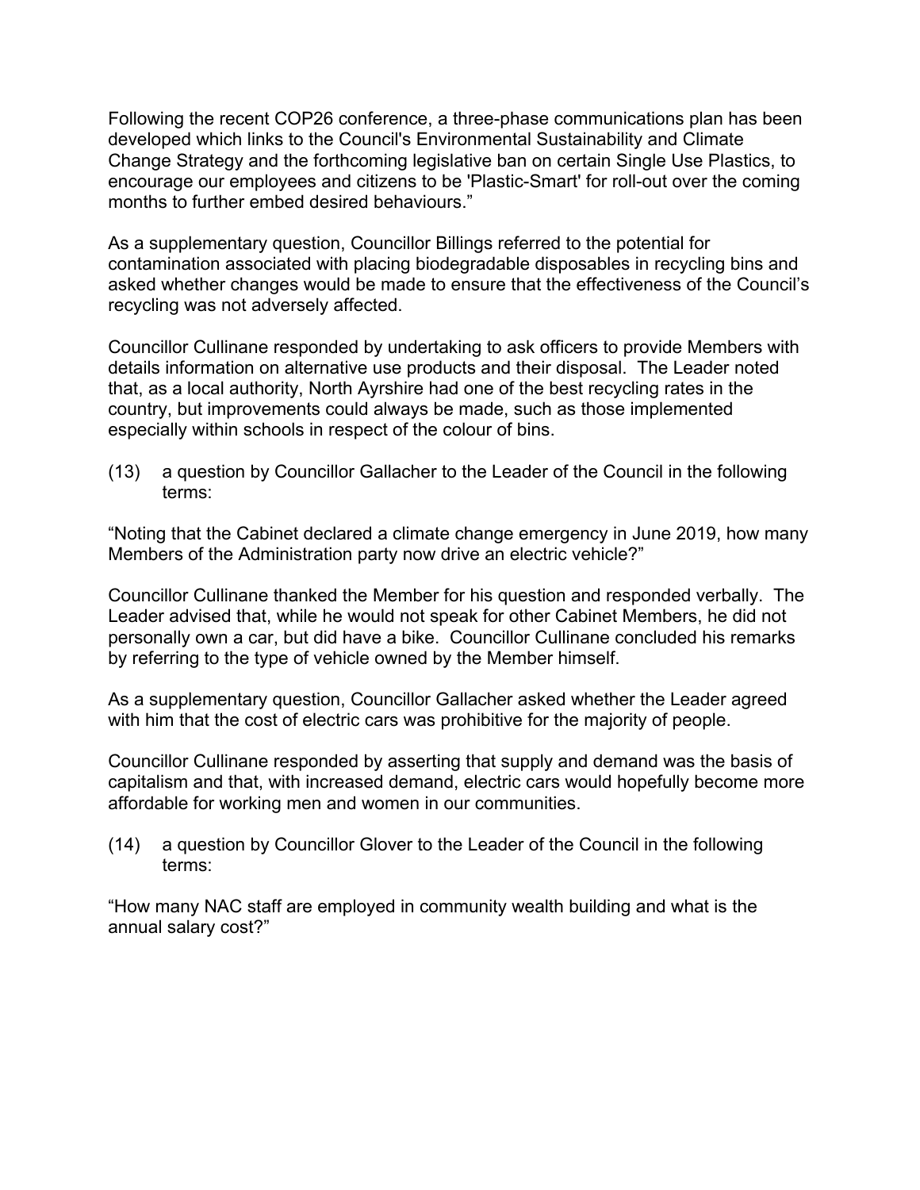Following the recent COP26 conference, a three-phase communications plan has been developed which links to the Council's Environmental Sustainability and Climate Change Strategy and the forthcoming legislative ban on certain Single Use Plastics, to encourage our employees and citizens to be 'Plastic-Smart' for roll-out over the coming months to further embed desired behaviours."

As a supplementary question, Councillor Billings referred to the potential for contamination associated with placing biodegradable disposables in recycling bins and asked whether changes would be made to ensure that the effectiveness of the Council's recycling was not adversely affected.

Councillor Cullinane responded by undertaking to ask officers to provide Members with details information on alternative use products and their disposal. The Leader noted that, as a local authority, North Ayrshire had one of the best recycling rates in the country, but improvements could always be made, such as those implemented especially within schools in respect of the colour of bins.

(13) a question by Councillor Gallacher to the Leader of the Council in the following terms:

"Noting that the Cabinet declared a climate change emergency in June 2019, how many Members of the Administration party now drive an electric vehicle?"

Councillor Cullinane thanked the Member for his question and responded verbally. The Leader advised that, while he would not speak for other Cabinet Members, he did not personally own a car, but did have a bike. Councillor Cullinane concluded his remarks by referring to the type of vehicle owned by the Member himself.

As a supplementary question, Councillor Gallacher asked whether the Leader agreed with him that the cost of electric cars was prohibitive for the majority of people.

Councillor Cullinane responded by asserting that supply and demand was the basis of capitalism and that, with increased demand, electric cars would hopefully become more affordable for working men and women in our communities.

(14) a question by Councillor Glover to the Leader of the Council in the following terms:

"How many NAC staff are employed in community wealth building and what is the annual salary cost?"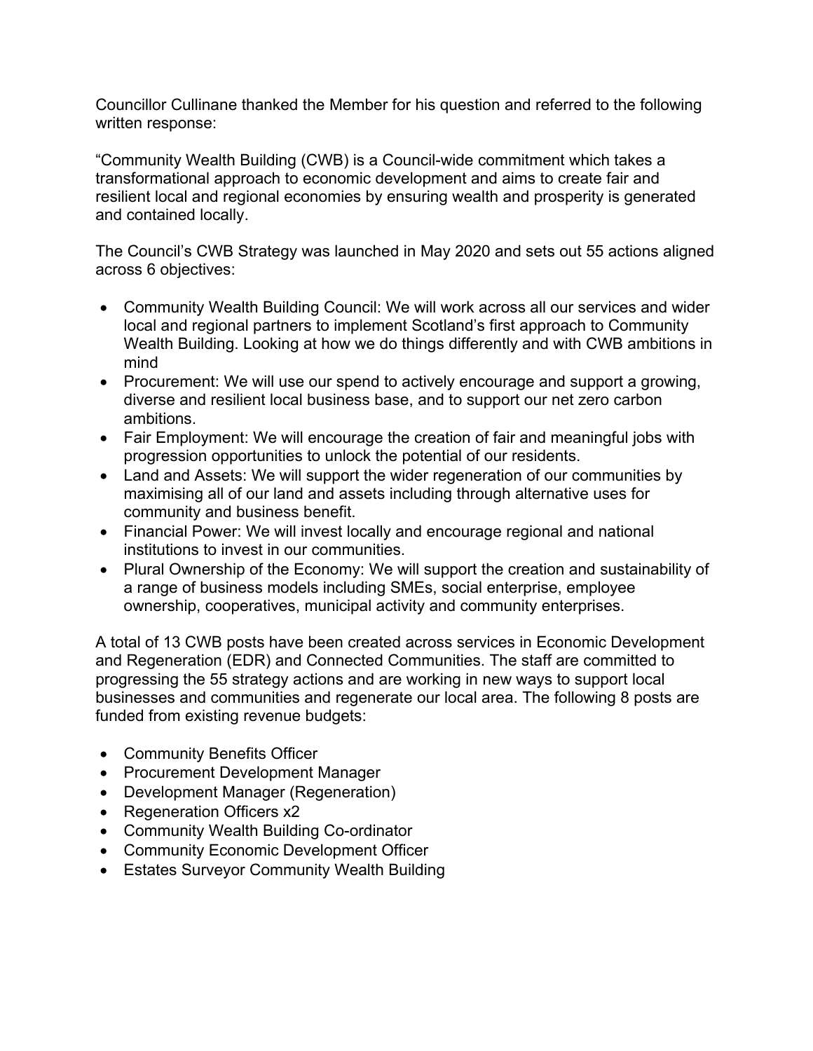Councillor Cullinane thanked the Member for his question and referred to the following written response:

"Community Wealth Building (CWB) is a Council-wide commitment which takes a transformational approach to economic development and aims to create fair and resilient local and regional economies by ensuring wealth and prosperity is generated and contained locally.

The Council's CWB Strategy was launched in May 2020 and sets out 55 actions aligned across 6 objectives:

- Community Wealth Building Council: We will work across all our services and wider local and regional partners to implement Scotland's first approach to Community Wealth Building. Looking at how we do things differently and with CWB ambitions in mind
- Procurement: We will use our spend to actively encourage and support a growing, diverse and resilient local business base, and to support our net zero carbon ambitions.
- Fair Employment: We will encourage the creation of fair and meaningful jobs with progression opportunities to unlock the potential of our residents.
- Land and Assets: We will support the wider regeneration of our communities by maximising all of our land and assets including through alternative uses for community and business benefit.
- Financial Power: We will invest locally and encourage regional and national institutions to invest in our communities.
- Plural Ownership of the Economy: We will support the creation and sustainability of a range of business models including SMEs, social enterprise, employee ownership, cooperatives, municipal activity and community enterprises.

A total of 13 CWB posts have been created across services in Economic Development and Regeneration (EDR) and Connected Communities. The staff are committed to progressing the 55 strategy actions and are working in new ways to support local businesses and communities and regenerate our local area. The following 8 posts are funded from existing revenue budgets:

- Community Benefits Officer
- Procurement Development Manager
- Development Manager (Regeneration)
- Regeneration Officers x2
- Community Wealth Building Co-ordinator
- Community Economic Development Officer
- Estates Surveyor Community Wealth Building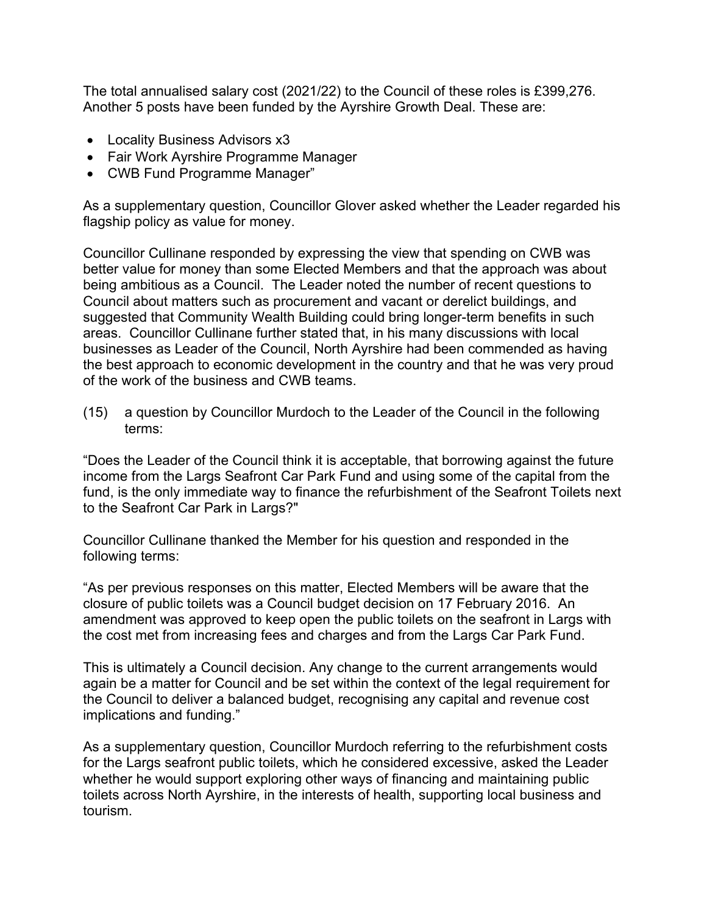The total annualised salary cost (2021/22) to the Council of these roles is £399,276. Another 5 posts have been funded by the Ayrshire Growth Deal. These are:

- Locality Business Advisors x3
- Fair Work Ayrshire Programme Manager
- CWB Fund Programme Manager"

As a supplementary question, Councillor Glover asked whether the Leader regarded his flagship policy as value for money.

Councillor Cullinane responded by expressing the view that spending on CWB was better value for money than some Elected Members and that the approach was about being ambitious as a Council. The Leader noted the number of recent questions to Council about matters such as procurement and vacant or derelict buildings, and suggested that Community Wealth Building could bring longer-term benefits in such areas. Councillor Cullinane further stated that, in his many discussions with local businesses as Leader of the Council, North Ayrshire had been commended as having the best approach to economic development in the country and that he was very proud of the work of the business and CWB teams.

(15) a question by Councillor Murdoch to the Leader of the Council in the following terms:

"Does the Leader of the Council think it is acceptable, that borrowing against the future income from the Largs Seafront Car Park Fund and using some of the capital from the fund, is the only immediate way to finance the refurbishment of the Seafront Toilets next to the Seafront Car Park in Largs?"

Councillor Cullinane thanked the Member for his question and responded in the following terms:

"As per previous responses on this matter, Elected Members will be aware that the closure of public toilets was a Council budget decision on 17 February 2016. An amendment was approved to keep open the public toilets on the seafront in Largs with the cost met from increasing fees and charges and from the Largs Car Park Fund.

This is ultimately a Council decision. Any change to the current arrangements would again be a matter for Council and be set within the context of the legal requirement for the Council to deliver a balanced budget, recognising any capital and revenue cost implications and funding."

As a supplementary question, Councillor Murdoch referring to the refurbishment costs for the Largs seafront public toilets, which he considered excessive, asked the Leader whether he would support exploring other ways of financing and maintaining public toilets across North Ayrshire, in the interests of health, supporting local business and tourism.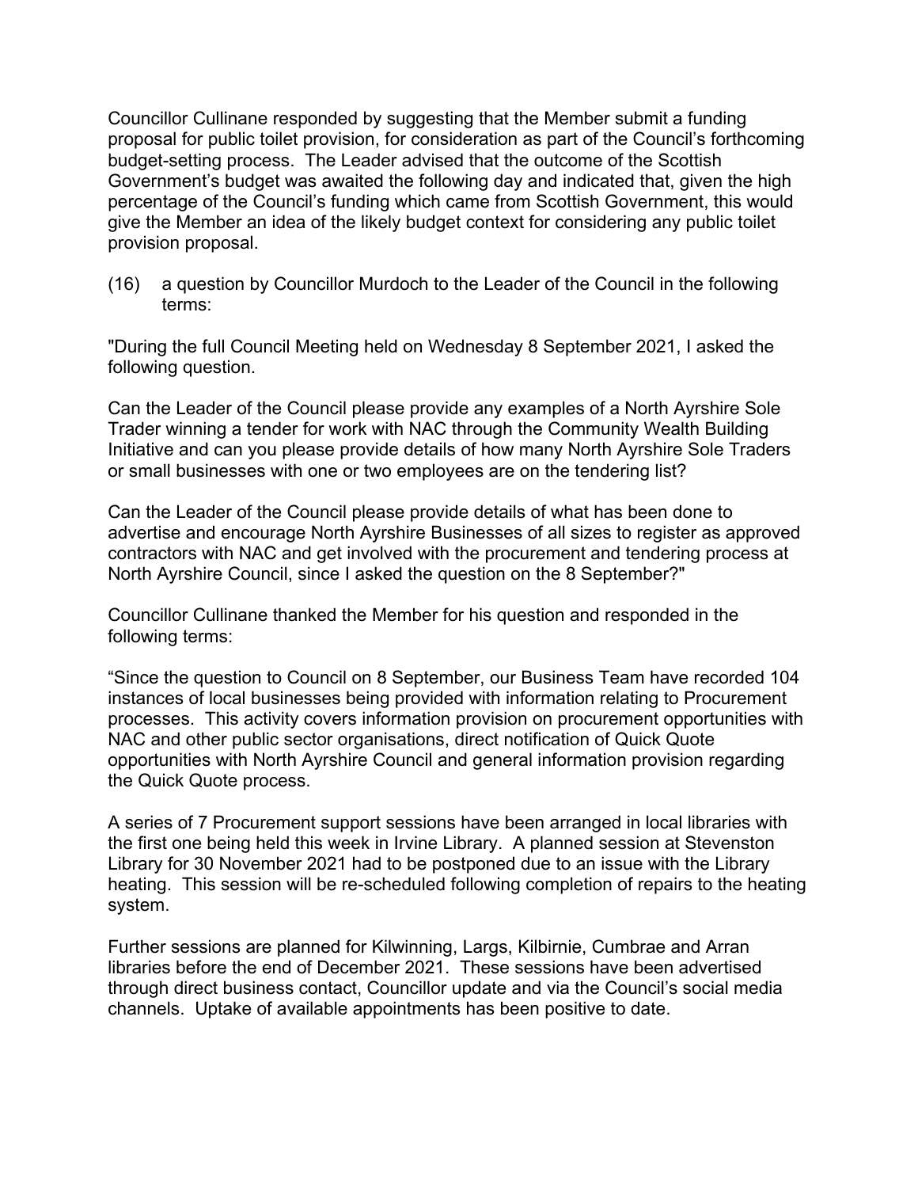Councillor Cullinane responded by suggesting that the Member submit a funding proposal for public toilet provision, for consideration as part of the Council's forthcoming budget-setting process. The Leader advised that the outcome of the Scottish Government's budget was awaited the following day and indicated that, given the high percentage of the Council's funding which came from Scottish Government, this would give the Member an idea of the likely budget context for considering any public toilet provision proposal.

(16) a question by Councillor Murdoch to the Leader of the Council in the following terms:

"During the full Council Meeting held on Wednesday 8 September 2021, I asked the following question.

Can the Leader of the Council please provide any examples of a North Ayrshire Sole Trader winning a tender for work with NAC through the Community Wealth Building Initiative and can you please provide details of how many North Ayrshire Sole Traders or small businesses with one or two employees are on the tendering list?

Can the Leader of the Council please provide details of what has been done to advertise and encourage North Ayrshire Businesses of all sizes to register as approved contractors with NAC and get involved with the procurement and tendering process at North Ayrshire Council, since I asked the question on the 8 September?"

Councillor Cullinane thanked the Member for his question and responded in the following terms:

"Since the question to Council on 8 September, our Business Team have recorded 104 instances of local businesses being provided with information relating to Procurement processes. This activity covers information provision on procurement opportunities with NAC and other public sector organisations, direct notification of Quick Quote opportunities with North Ayrshire Council and general information provision regarding the Quick Quote process.

A series of 7 Procurement support sessions have been arranged in local libraries with the first one being held this week in Irvine Library. A planned session at Stevenston Library for 30 November 2021 had to be postponed due to an issue with the Library heating. This session will be re-scheduled following completion of repairs to the heating system.

Further sessions are planned for Kilwinning, Largs, Kilbirnie, Cumbrae and Arran libraries before the end of December 2021. These sessions have been advertised through direct business contact, Councillor update and via the Council's social media channels. Uptake of available appointments has been positive to date.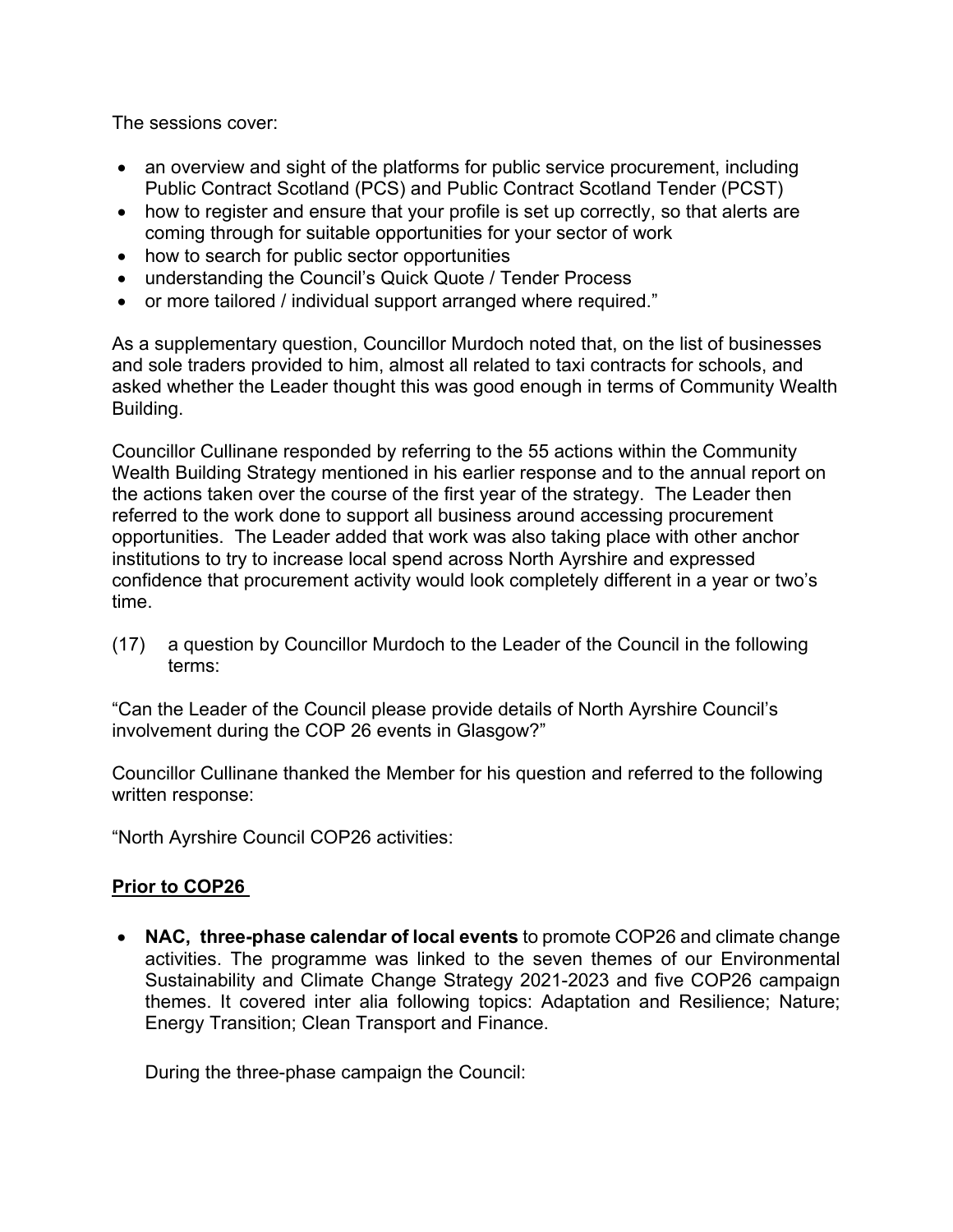The sessions cover:

- an overview and sight of the platforms for public service procurement, including Public Contract Scotland (PCS) and Public Contract Scotland Tender (PCST)
- how to register and ensure that your profile is set up correctly, so that alerts are coming through for suitable opportunities for your sector of work
- how to search for public sector opportunities
- understanding the Council's Quick Quote / Tender Process
- or more tailored / individual support arranged where required."

As a supplementary question, Councillor Murdoch noted that, on the list of businesses and sole traders provided to him, almost all related to taxi contracts for schools, and asked whether the Leader thought this was good enough in terms of Community Wealth Building.

Councillor Cullinane responded by referring to the 55 actions within the Community Wealth Building Strategy mentioned in his earlier response and to the annual report on the actions taken over the course of the first year of the strategy. The Leader then referred to the work done to support all business around accessing procurement opportunities. The Leader added that work was also taking place with other anchor institutions to try to increase local spend across North Ayrshire and expressed confidence that procurement activity would look completely different in a year or two's time.

(17) a question by Councillor Murdoch to the Leader of the Council in the following terms:

"Can the Leader of the Council please provide details of North Ayrshire Council's involvement during the COP 26 events in Glasgow?"

Councillor Cullinane thanked the Member for his question and referred to the following written response:

"North Ayrshire Council COP26 activities:

**Prior to COP26**

- **NAC, three-phase calendar of local events** to promote COP26 and climate change activities. The programme was linked to the seven themes of our Environmental Sustainability and Climate Change Strategy 2021-2023 and five COP26 campaign themes. It covered inter alia following topics: Adaptation and Resilience; Nature; Energy Transition; Clean Transport and Finance.

  During the three-phase campaign the Council: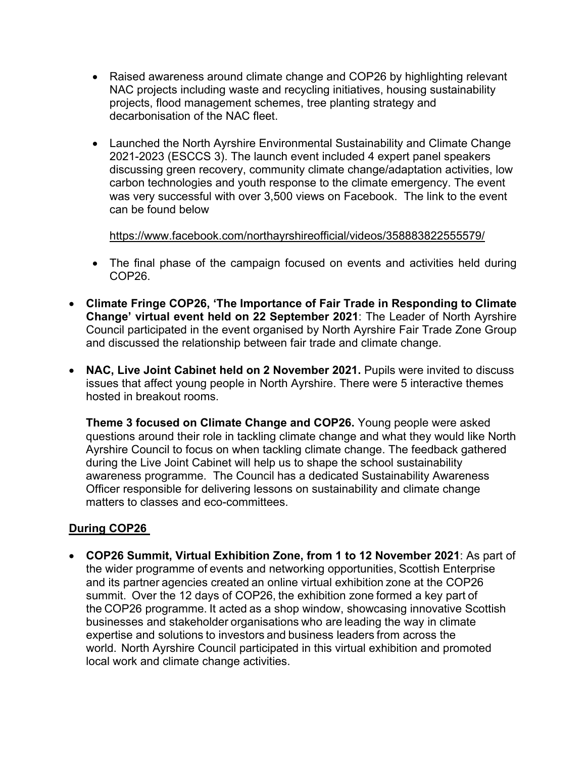- Raised awareness around climate change and COP26 by highlighting relevant NAC projects including waste and recycling initiatives, housing sustainability projects, flood management schemes, tree planting strategy and decarbonisation of the NAC fleet.

  - Launched the North Ayrshire Environmental Sustainability and Climate Change 2021-2023 (ESCCS 3). The launch event included 4 expert panel speakers discussing green recovery, community climate change/adaptation activities, low carbon technologies and youth response to the climate emergency. The event was very successful with over 3,500 views on Facebook. The link to the event can be found below

    https://www.facebook.com/northayrshireofficial/videos/358883822555579/

  - The final phase of the campaign focused on events and activities held during COP26.

- **Climate Fringe COP26, 'The Importance of Fair Trade in Responding to Climate Change' virtual event held on 22 September 2021**: The Leader of North Ayrshire Council participated in the event organised by North Ayrshire Fair Trade Zone Group and discussed the relationship between fair trade and climate change.

- **NAC, Live Joint Cabinet held on 2 November 2021.** Pupils were invited to discuss issues that affect young people in North Ayrshire. There were 5 interactive themes hosted in breakout rooms.

  **Theme 3 focused on Climate Change and COP26.** Young people were asked questions around their role in tackling climate change and what they would like North Ayrshire Council to focus on when tackling climate change. The feedback gathered during the Live Joint Cabinet will help us to shape the school sustainability awareness programme. The Council has a dedicated Sustainability Awareness Officer responsible for delivering lessons on sustainability and climate change matters to classes and eco-committees.

**During COP26**

- **COP26 Summit, Virtual Exhibition Zone, from 1 to 12 November 2021**: As part of the wider programme of events and networking opportunities, Scottish Enterprise and its partner agencies created an online virtual exhibition zone at the COP26 summit. Over the 12 days of COP26, the exhibition zone formed a key part of the COP26 programme. It acted as a shop window, showcasing innovative Scottish businesses and stakeholder organisations who are leading the way in climate expertise and solutions to investors and business leaders from across the world. North Ayrshire Council participated in this virtual exhibition and promoted local work and climate change activities.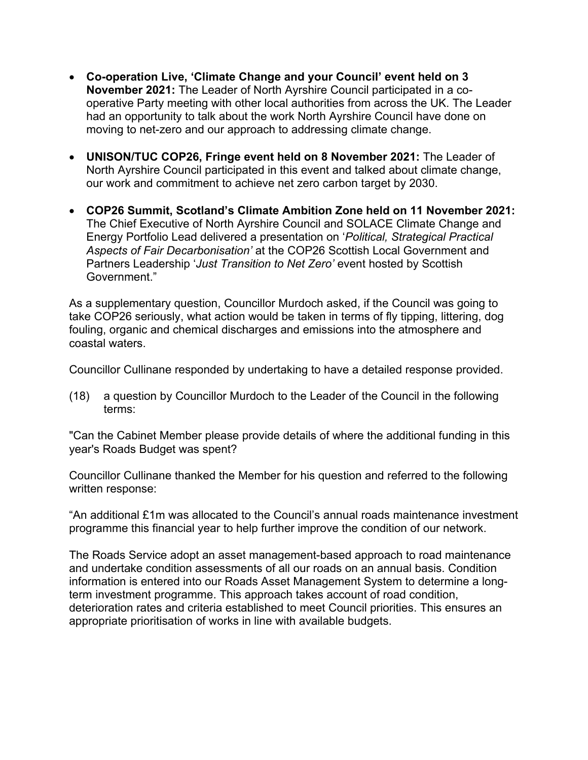- **Co-operation Live, 'Climate Change and your Council' event held on 3 November 2021:** The Leader of North Ayrshire Council participated in a co-operative Party meeting with other local authorities from across the UK. The Leader had an opportunity to talk about the work North Ayrshire Council have done on moving to net-zero and our approach to addressing climate change.

- **UNISON/TUC COP26, Fringe event held on 8 November 2021:** The Leader of North Ayrshire Council participated in this event and talked about climate change, our work and commitment to achieve net zero carbon target by 2030.

- **COP26 Summit, Scotland's Climate Ambition Zone held on 11 November 2021:** The Chief Executive of North Ayrshire Council and SOLACE Climate Change and Energy Portfolio Lead delivered a presentation on '*Political, Strategical Practical Aspects of Fair Decarbonisation'* at the COP26 Scottish Local Government and Partners Leadership '*Just Transition to Net Zero'* event hosted by Scottish Government."

As a supplementary question, Councillor Murdoch asked, if the Council was going to take COP26 seriously, what action would be taken in terms of fly tipping, littering, dog fouling, organic and chemical discharges and emissions into the atmosphere and coastal waters.

Councillor Cullinane responded by undertaking to have a detailed response provided.

(18) a question by Councillor Murdoch to the Leader of the Council in the following terms:

"Can the Cabinet Member please provide details of where the additional funding in this year's Roads Budget was spent?

Councillor Cullinane thanked the Member for his question and referred to the following written response:

"An additional £1m was allocated to the Council's annual roads maintenance investment programme this financial year to help further improve the condition of our network.

The Roads Service adopt an asset management-based approach to road maintenance and undertake condition assessments of all our roads on an annual basis. Condition information is entered into our Roads Asset Management System to determine a long-term investment programme. This approach takes account of road condition, deterioration rates and criteria established to meet Council priorities. This ensures an appropriate prioritisation of works in line with available budgets.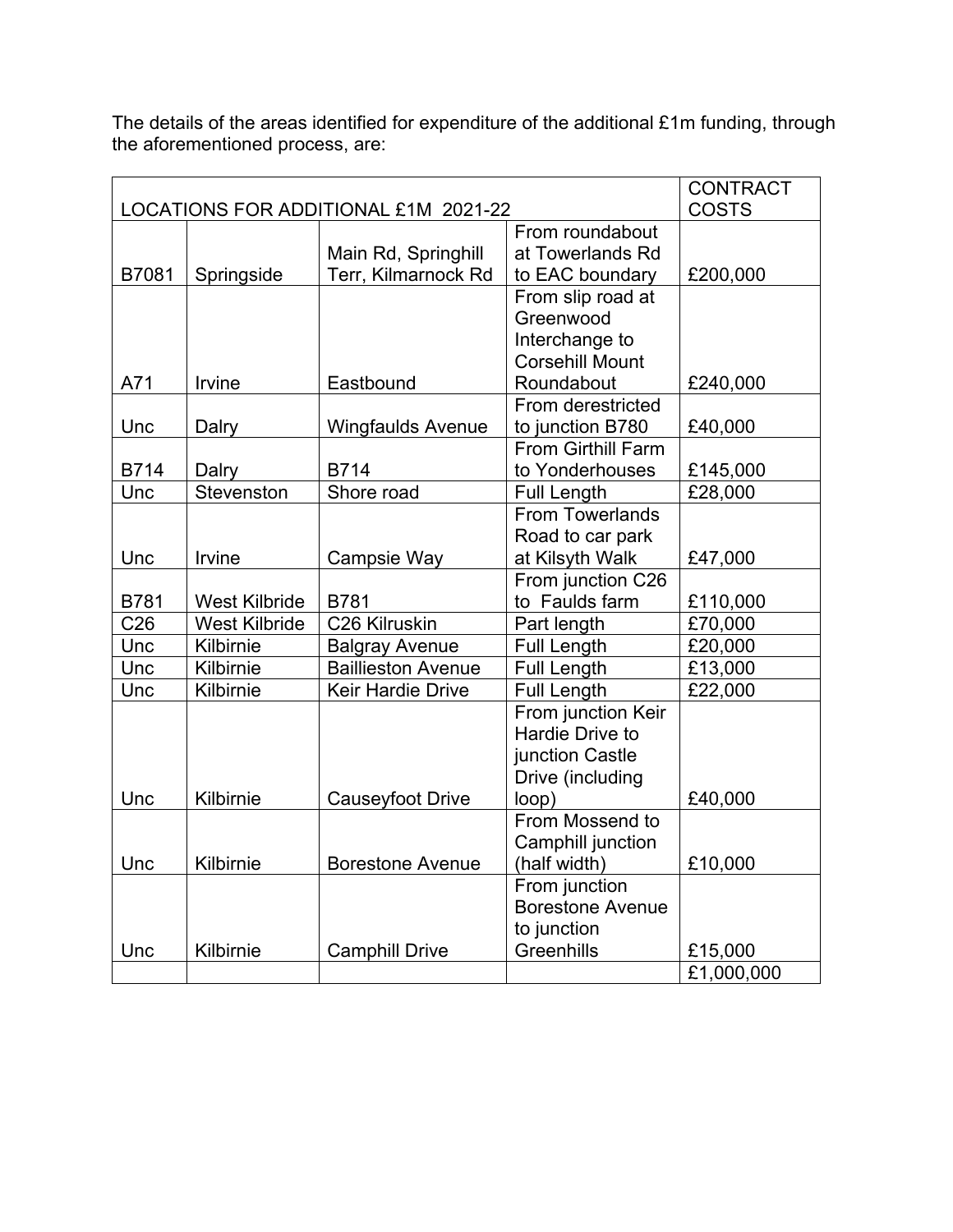The details of the areas identified for expenditure of the additional £1m funding, through the aforementioned process, are:

| LOCATIONS FOR ADDITIONAL £1M 2021-22 | | | | CONTRACT COSTS |
|---|---|---|---|---|
| B7081 | Springside | Main Rd, Springhill Terr, Kilmarnock Rd | From roundabout at Towerlands Rd to EAC boundary | £200,000 |
| A71 | Irvine | Eastbound | From slip road at Greenwood Interchange to Corsehill Mount Roundabout | £240,000 |
| Unc | Dalry | Wingfaulds Avenue | From derestricted to junction B780 | £40,000 |
| B714 | Dalry | B714 | From Girthill Farm to Yonderhouses | £145,000 |
| Unc | Stevenston | Shore road | Full Length | £28,000 |
| Unc | Irvine | Campsie Way | From Towerlands Road to car park at Kilsyth Walk | £47,000 |
| B781 | West Kilbride | B781 | From junction C26 to Faulds farm | £110,000 |
| C26 | West Kilbride | C26 Kilruskin | Part length | £70,000 |
| Unc | Kilbirnie | Balgray Avenue | Full Length | £20,000 |
| Unc | Kilbirnie | Baillieston Avenue | Full Length | £13,000 |
| Unc | Kilbirnie | Keir Hardie Drive | Full Length | £22,000 |
| Unc | Kilbirnie | Causeyfoot Drive | From junction Keir Hardie Drive to junction Castle Drive (including loop) | £40,000 |
| Unc | Kilbirnie | Borestone Avenue | From Mossend to Camphill junction (half width) | £10,000 |
| Unc | Kilbirnie | Camphill Drive | From junction Borestone Avenue to junction Greenhills | £15,000 |
| | | | | £1,000,000 |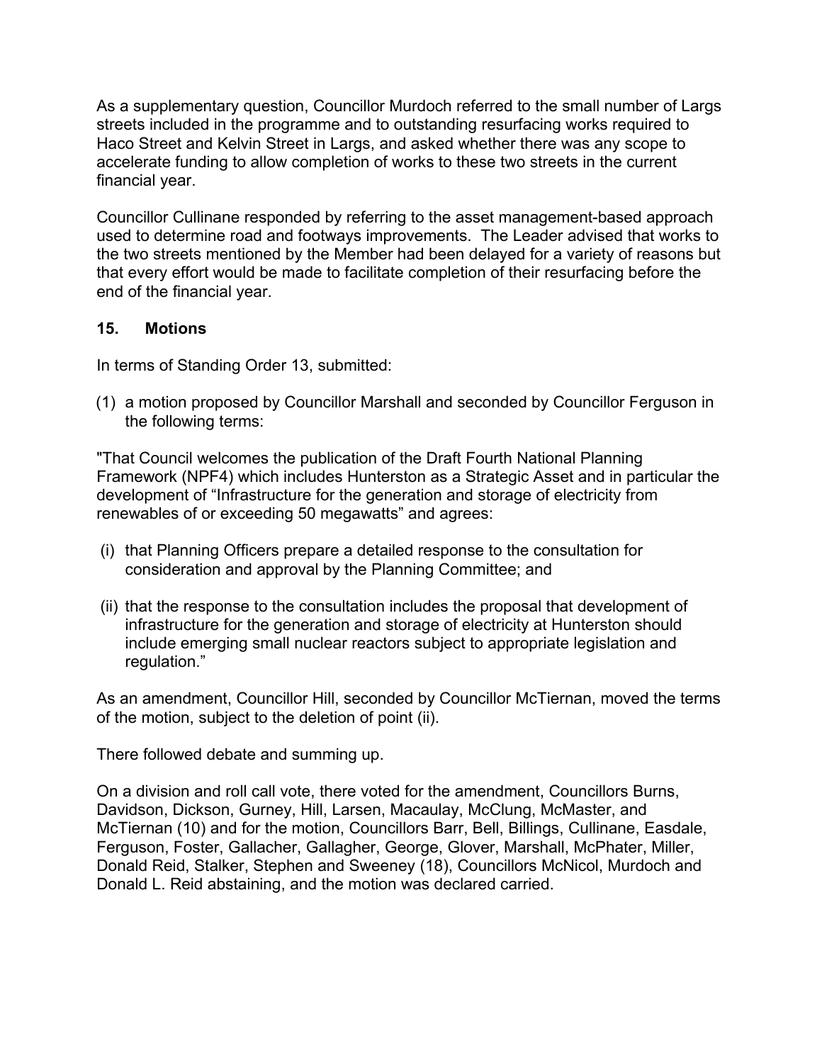As a supplementary question, Councillor Murdoch referred to the small number of Largs streets included in the programme and to outstanding resurfacing works required to Haco Street and Kelvin Street in Largs, and asked whether there was any scope to accelerate funding to allow completion of works to these two streets in the current financial year.

Councillor Cullinane responded by referring to the asset management-based approach used to determine road and footways improvements. The Leader advised that works to the two streets mentioned by the Member had been delayed for a variety of reasons but that every effort would be made to facilitate completion of their resurfacing before the end of the financial year.

### 15. Motions

In terms of Standing Order 13, submitted:

(1) a motion proposed by Councillor Marshall and seconded by Councillor Ferguson in the following terms:

"That Council welcomes the publication of the Draft Fourth National Planning Framework (NPF4) which includes Hunterston as a Strategic Asset and in particular the development of "Infrastructure for the generation and storage of electricity from renewables of or exceeding 50 megawatts" and agrees:

(i) that Planning Officers prepare a detailed response to the consultation for consideration and approval by the Planning Committee; and

(ii) that the response to the consultation includes the proposal that development of infrastructure for the generation and storage of electricity at Hunterston should include emerging small nuclear reactors subject to appropriate legislation and regulation."

As an amendment, Councillor Hill, seconded by Councillor McTiernan, moved the terms of the motion, subject to the deletion of point (ii).

There followed debate and summing up.

On a division and roll call vote, there voted for the amendment, Councillors Burns, Davidson, Dickson, Gurney, Hill, Larsen, Macaulay, McClung, McMaster, and McTiernan (10) and for the motion, Councillors Barr, Bell, Billings, Cullinane, Easdale, Ferguson, Foster, Gallacher, Gallagher, George, Glover, Marshall, McPhater, Miller, Donald Reid, Stalker, Stephen and Sweeney (18), Councillors McNicol, Murdoch and Donald L. Reid abstaining, and the motion was declared carried.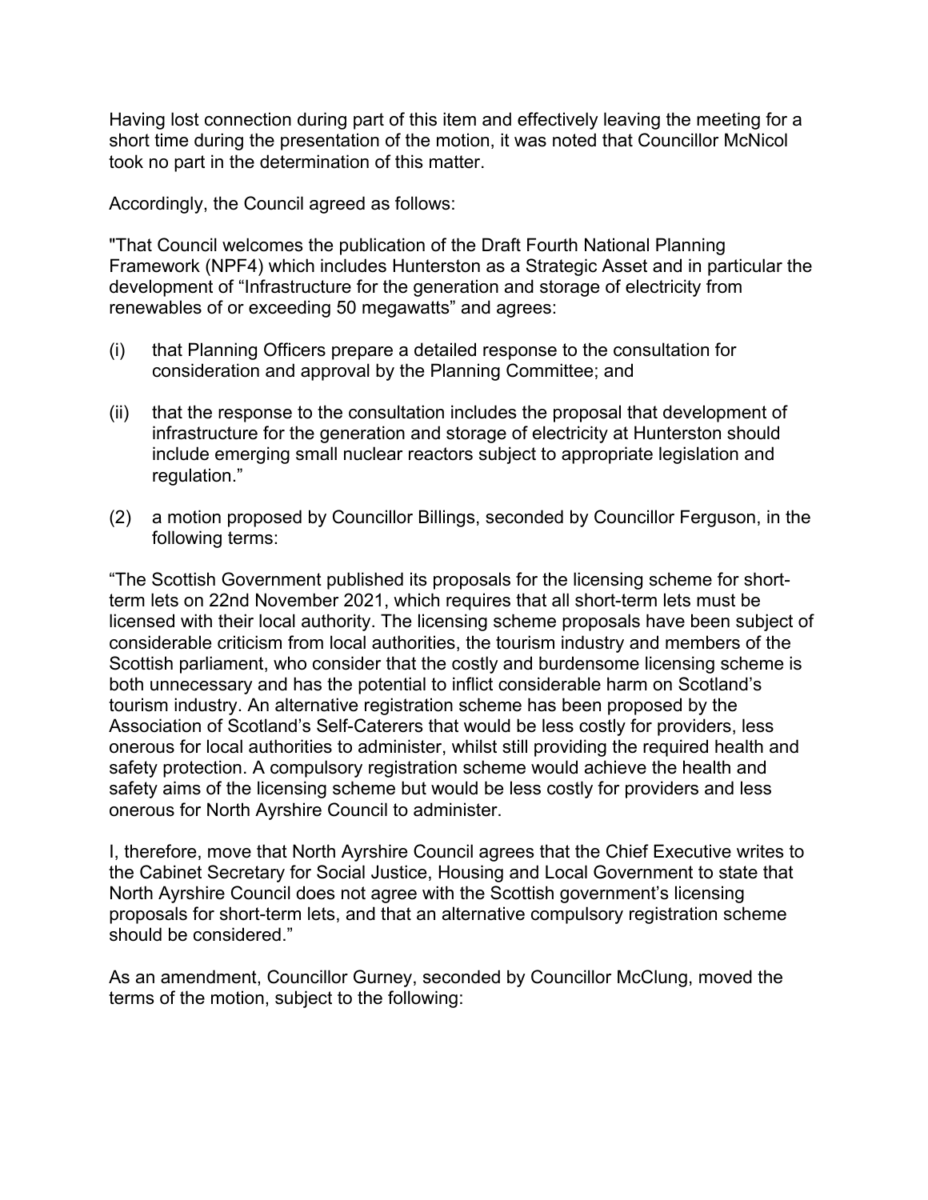Having lost connection during part of this item and effectively leaving the meeting for a short time during the presentation of the motion, it was noted that Councillor McNicol took no part in the determination of this matter.

Accordingly, the Council agreed as follows:

"That Council welcomes the publication of the Draft Fourth National Planning Framework (NPF4) which includes Hunterston as a Strategic Asset and in particular the development of "Infrastructure for the generation and storage of electricity from renewables of or exceeding 50 megawatts" and agrees:

(i) that Planning Officers prepare a detailed response to the consultation for consideration and approval by the Planning Committee; and

(ii) that the response to the consultation includes the proposal that development of infrastructure for the generation and storage of electricity at Hunterston should include emerging small nuclear reactors subject to appropriate legislation and regulation."

(2) a motion proposed by Councillor Billings, seconded by Councillor Ferguson, in the following terms:

"The Scottish Government published its proposals for the licensing scheme for short-term lets on 22nd November 2021, which requires that all short-term lets must be licensed with their local authority. The licensing scheme proposals have been subject of considerable criticism from local authorities, the tourism industry and members of the Scottish parliament, who consider that the costly and burdensome licensing scheme is both unnecessary and has the potential to inflict considerable harm on Scotland's tourism industry. An alternative registration scheme has been proposed by the Association of Scotland's Self-Caterers that would be less costly for providers, less onerous for local authorities to administer, whilst still providing the required health and safety protection. A compulsory registration scheme would achieve the health and safety aims of the licensing scheme but would be less costly for providers and less onerous for North Ayrshire Council to administer.

I, therefore, move that North Ayrshire Council agrees that the Chief Executive writes to the Cabinet Secretary for Social Justice, Housing and Local Government to state that North Ayrshire Council does not agree with the Scottish government's licensing proposals for short-term lets, and that an alternative compulsory registration scheme should be considered."

As an amendment, Councillor Gurney, seconded by Councillor McClung, moved the terms of the motion, subject to the following: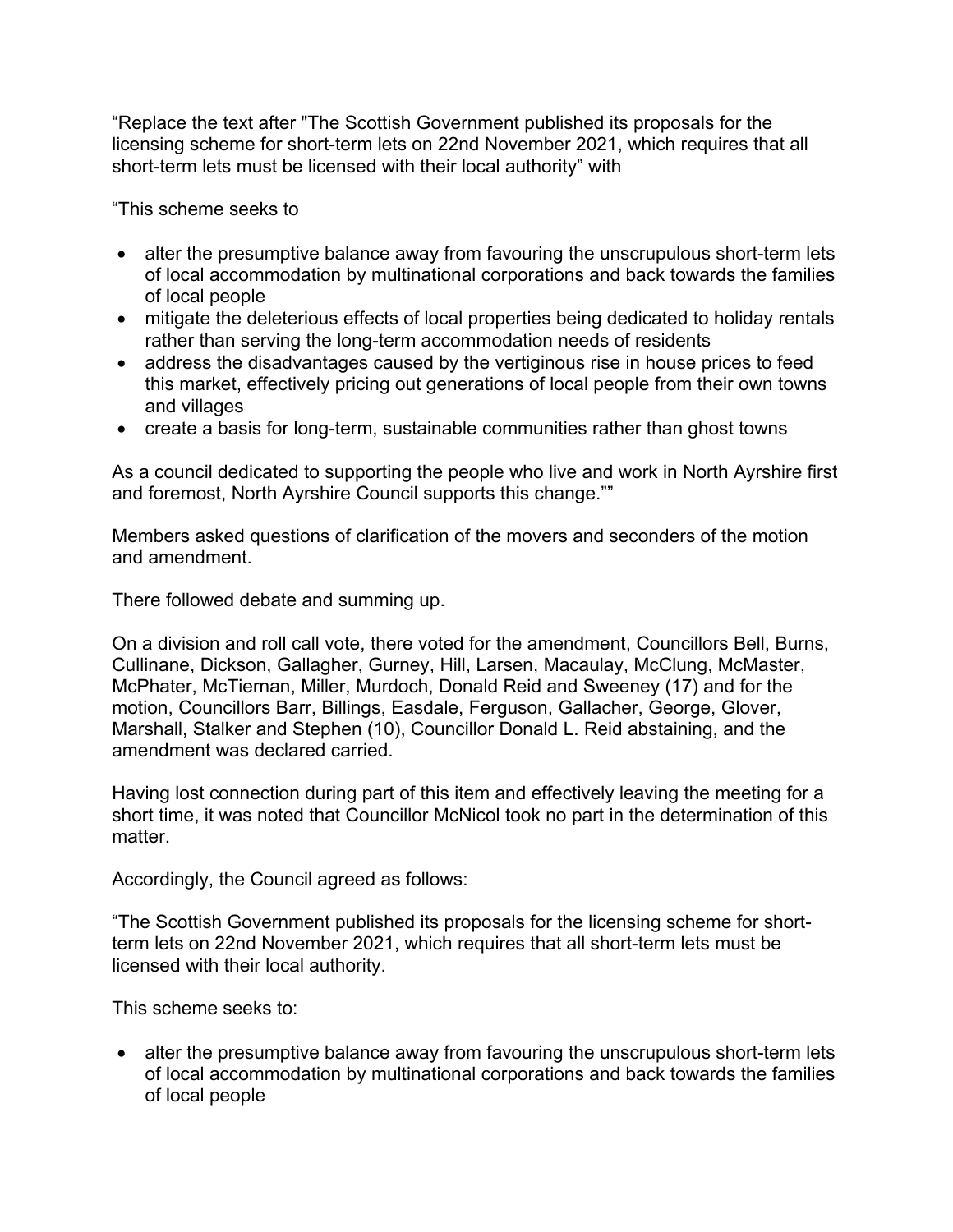"Replace the text after "The Scottish Government published its proposals for the licensing scheme for short-term lets on 22nd November 2021, which requires that all short-term lets must be licensed with their local authority" with

"This scheme seeks to

- alter the presumptive balance away from favouring the unscrupulous short-term lets of local accommodation by multinational corporations and back towards the families of local people
- mitigate the deleterious effects of local properties being dedicated to holiday rentals rather than serving the long-term accommodation needs of residents
- address the disadvantages caused by the vertiginous rise in house prices to feed this market, effectively pricing out generations of local people from their own towns and villages
- create a basis for long-term, sustainable communities rather than ghost towns

As a council dedicated to supporting the people who live and work in North Ayrshire first and foremost, North Ayrshire Council supports this change.""

Members asked questions of clarification of the movers and seconders of the motion and amendment.

There followed debate and summing up.

On a division and roll call vote, there voted for the amendment, Councillors Bell, Burns, Cullinane, Dickson, Gallagher, Gurney, Hill, Larsen, Macaulay, McClung, McMaster, McPhater, McTiernan, Miller, Murdoch, Donald Reid and Sweeney (17) and for the motion, Councillors Barr, Billings, Easdale, Ferguson, Gallacher, George, Glover, Marshall, Stalker and Stephen (10), Councillor Donald L. Reid abstaining, and the amendment was declared carried.

Having lost connection during part of this item and effectively leaving the meeting for a short time, it was noted that Councillor McNicol took no part in the determination of this matter.

Accordingly, the Council agreed as follows:

"The Scottish Government published its proposals for the licensing scheme for short-term lets on 22nd November 2021, which requires that all short-term lets must be licensed with their local authority.

This scheme seeks to:

- alter the presumptive balance away from favouring the unscrupulous short-term lets of local accommodation by multinational corporations and back towards the families of local people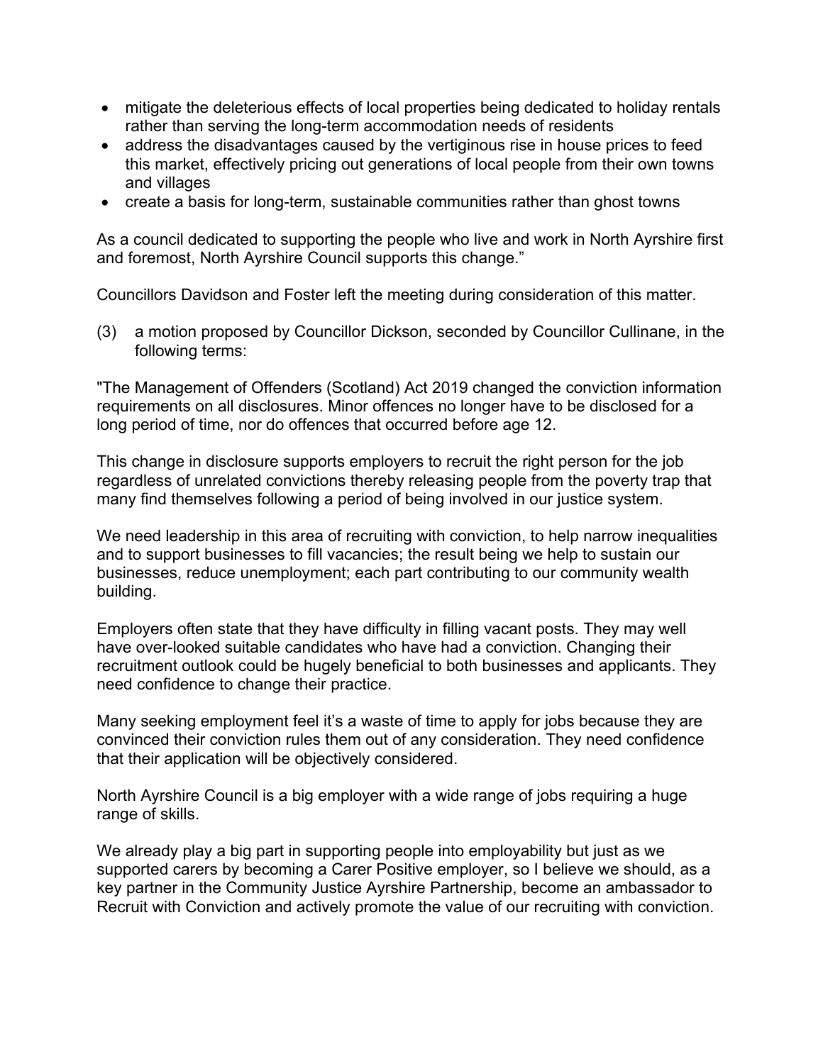- mitigate the deleterious effects of local properties being dedicated to holiday rentals rather than serving the long-term accommodation needs of residents
- address the disadvantages caused by the vertiginous rise in house prices to feed this market, effectively pricing out generations of local people from their own towns and villages
- create a basis for long-term, sustainable communities rather than ghost towns

As a council dedicated to supporting the people who live and work in North Ayrshire first and foremost, North Ayrshire Council supports this change."

Councillors Davidson and Foster left the meeting during consideration of this matter.

(3) a motion proposed by Councillor Dickson, seconded by Councillor Cullinane, in the following terms:

"The Management of Offenders (Scotland) Act 2019 changed the conviction information requirements on all disclosures. Minor offences no longer have to be disclosed for a long period of time, nor do offences that occurred before age 12.

This change in disclosure supports employers to recruit the right person for the job regardless of unrelated convictions thereby releasing people from the poverty trap that many find themselves following a period of being involved in our justice system.

We need leadership in this area of recruiting with conviction, to help narrow inequalities and to support businesses to fill vacancies; the result being we help to sustain our businesses, reduce unemployment; each part contributing to our community wealth building.

Employers often state that they have difficulty in filling vacant posts. They may well have over-looked suitable candidates who have had a conviction. Changing their recruitment outlook could be hugely beneficial to both businesses and applicants. They need confidence to change their practice.

Many seeking employment feel it's a waste of time to apply for jobs because they are convinced their conviction rules them out of any consideration. They need confidence that their application will be objectively considered.

North Ayrshire Council is a big employer with a wide range of jobs requiring a huge range of skills.

We already play a big part in supporting people into employability but just as we supported carers by becoming a Carer Positive employer, so I believe we should, as a key partner in the Community Justice Ayrshire Partnership, become an ambassador to Recruit with Conviction and actively promote the value of our recruiting with conviction.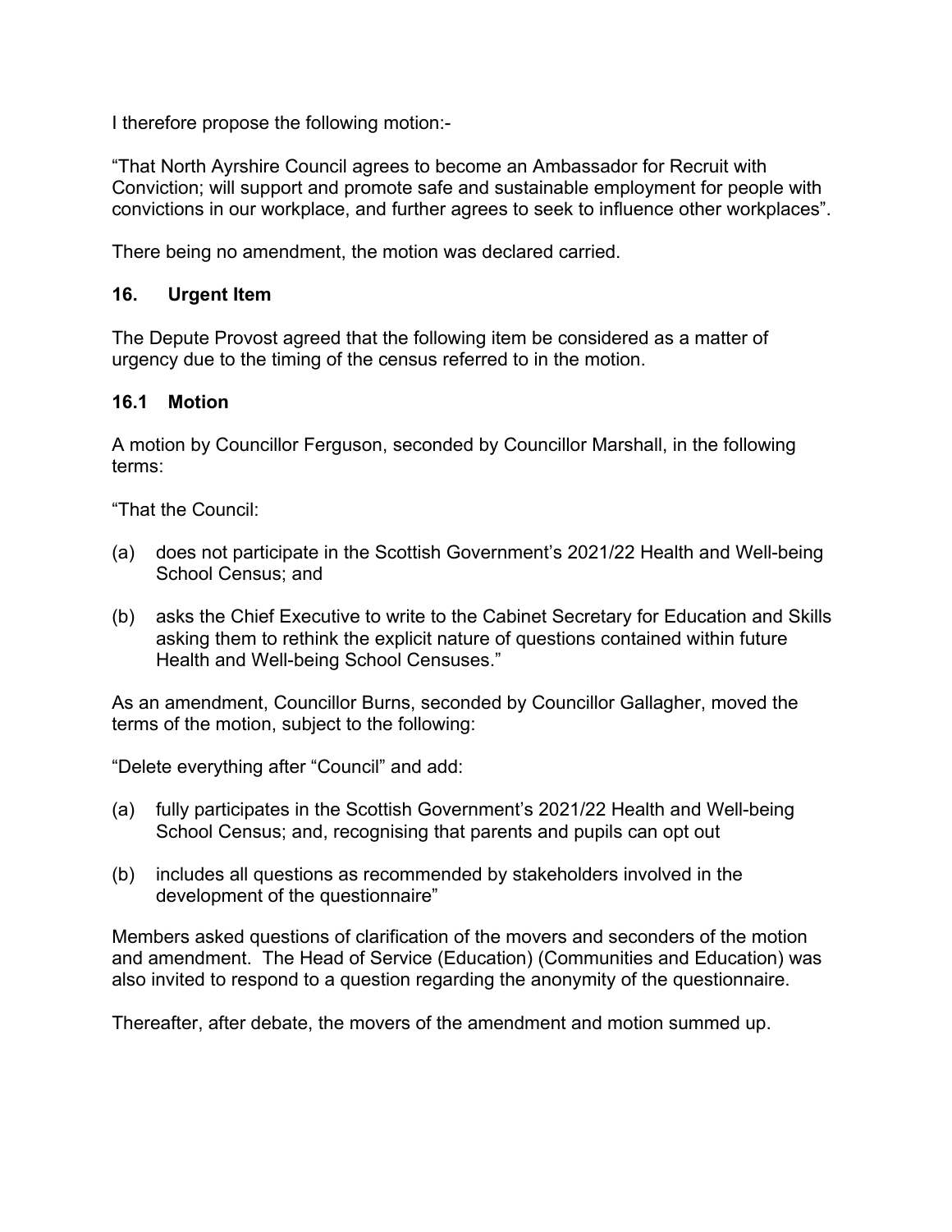I therefore propose the following motion:-

“That North Ayrshire Council agrees to become an Ambassador for Recruit with Conviction; will support and promote safe and sustainable employment for people with convictions in our workplace, and further agrees to seek to influence other workplaces”.

There being no amendment, the motion was declared carried.

## 16. Urgent Item

The Depute Provost agreed that the following item be considered as a matter of urgency due to the timing of the census referred to in the motion.

### 16.1 Motion

A motion by Councillor Ferguson, seconded by Councillor Marshall, in the following terms:

“That the Council:

(a) does not participate in the Scottish Government’s 2021/22 Health and Well-being School Census; and

(b) asks the Chief Executive to write to the Cabinet Secretary for Education and Skills asking them to rethink the explicit nature of questions contained within future Health and Well-being School Censuses.”

As an amendment, Councillor Burns, seconded by Councillor Gallagher, moved the terms of the motion, subject to the following:

“Delete everything after “Council” and add:

(a) fully participates in the Scottish Government’s 2021/22 Health and Well-being School Census; and, recognising that parents and pupils can opt out

(b) includes all questions as recommended by stakeholders involved in the development of the questionnaire”

Members asked questions of clarification of the movers and seconders of the motion and amendment. The Head of Service (Education) (Communities and Education) was also invited to respond to a question regarding the anonymity of the questionnaire.

Thereafter, after debate, the movers of the amendment and motion summed up.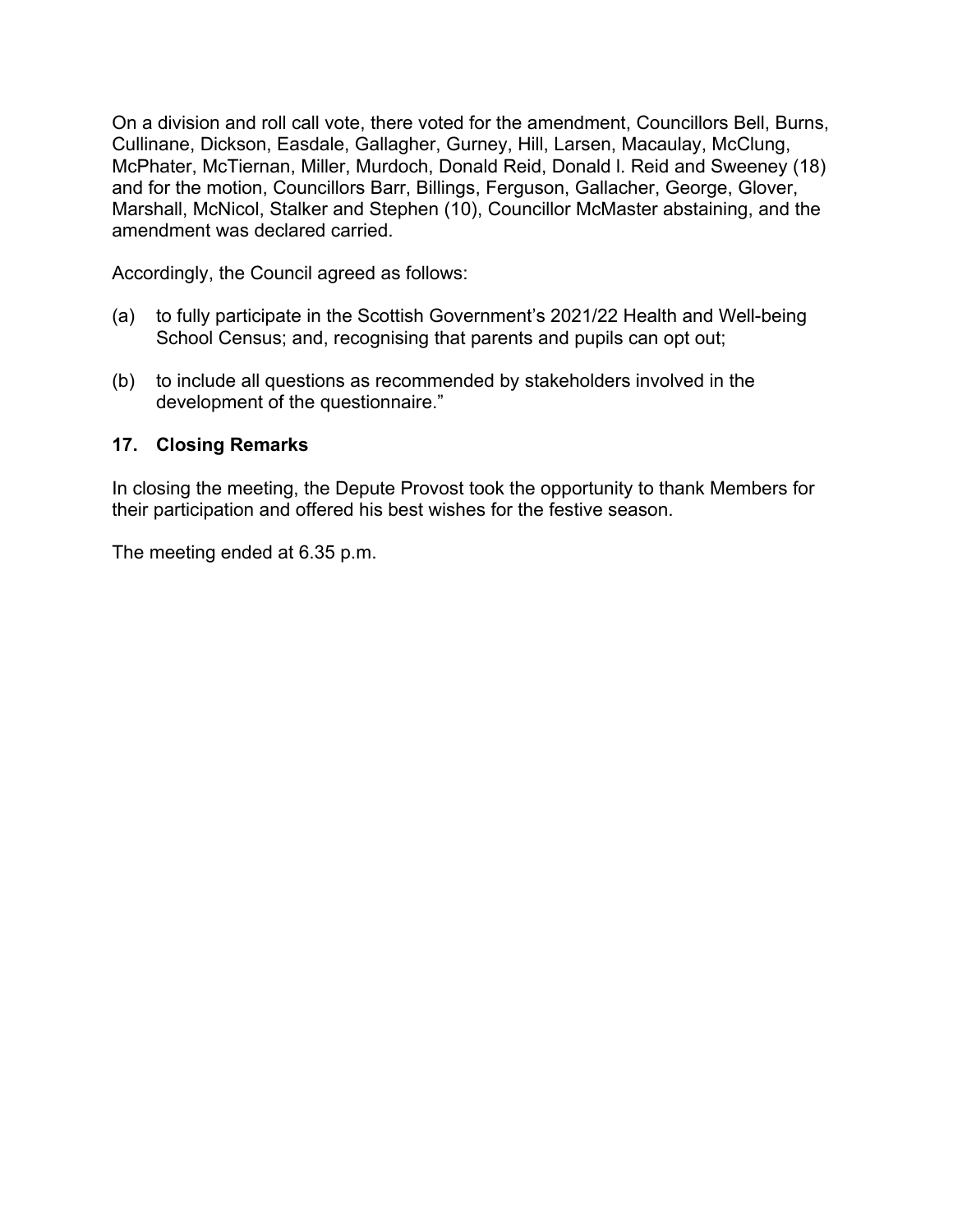On a division and roll call vote, there voted for the amendment, Councillors Bell, Burns, Cullinane, Dickson, Easdale, Gallagher, Gurney, Hill, Larsen, Macaulay, McClung, McPhater, McTiernan, Miller, Murdoch, Donald Reid, Donald l. Reid and Sweeney (18) and for the motion, Councillors Barr, Billings, Ferguson, Gallacher, George, Glover, Marshall, McNicol, Stalker and Stephen (10), Councillor McMaster abstaining, and the amendment was declared carried.

Accordingly, the Council agreed as follows:

(a) to fully participate in the Scottish Government's 2021/22 Health and Well-being School Census; and, recognising that parents and pupils can opt out;

(b) to include all questions as recommended by stakeholders involved in the development of the questionnaire."

## 17. Closing Remarks

In closing the meeting, the Depute Provost took the opportunity to thank Members for their participation and offered his best wishes for the festive season.

The meeting ended at 6.35 p.m.